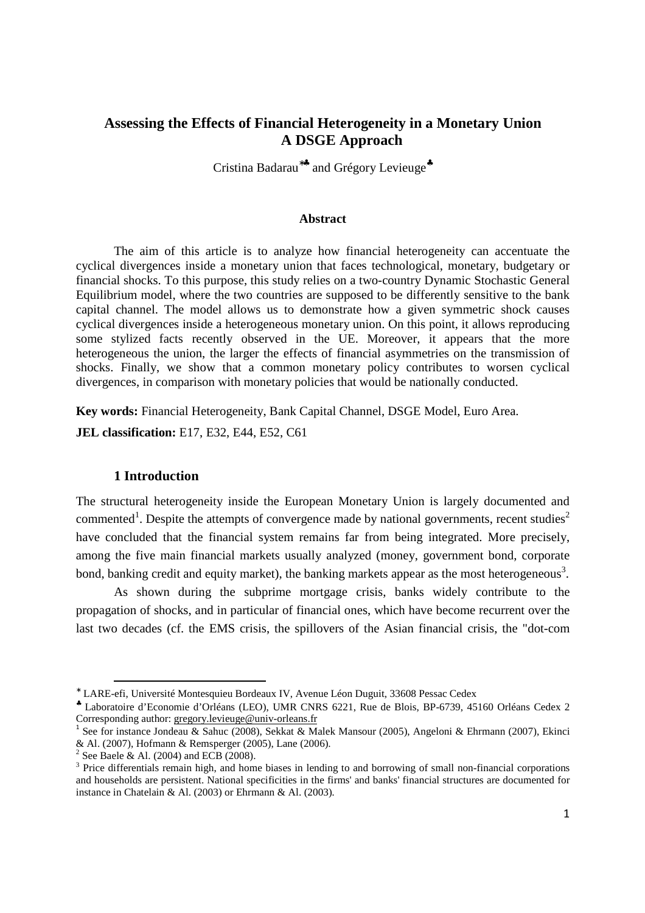# Assessing the Effects of Financial Heterogeneity in a Monetary Union A DSGE Approach

Cristina Badarau[*♣] and Grégory Levieuge[♣]

### Abstract

The aim of this article is to analyze how financial heterogeneity can accentuate the cyclical divergences inside a monetary union that faces technological, monetary, budgetary or financial shocks. To this purpose, this study relies on a two-country Dynamic Stochastic General Equilibrium model, where the two countries are supposed to be differently sensitive to the bank capital channel. The model allows us to demonstrate how a given symmetric shock causes cyclical divergences inside a heterogeneous monetary union. On this point, it allows reproducing some stylized facts recently observed in the UE. Moreover, it appears that the more heterogeneous the union, the larger the effects of financial asymmetries on the transmission of shocks. Finally, we show that a common monetary policy contributes to worsen cyclical divergences, in comparison with monetary policies that would be nationally conducted.

**Key words:** Financial Heterogeneity, Bank Capital Channel, DSGE Model, Euro Area.

**JEL classification:** E17, E32, E44, E52, C61

## 1 Introduction

The structural heterogeneity inside the European Monetary Union is largely documented and commented[1]. Despite the attempts of convergence made by national governments, recent studies[2] have concluded that the financial system remains far from being integrated. More precisely, among the five main financial markets usually analyzed (money, government bond, corporate bond, banking credit and equity market), the banking markets appear as the most heterogeneous[3].

As shown during the subprime mortgage crisis, banks widely contribute to the propagation of shocks, and in particular of financial ones, which have become recurrent over the last two decades (cf. the EMS crisis, the spillovers of the Asian financial crisis, the "dot-com

---

[*] LARE-efi, Université Montesquieu Bordeaux IV, Avenue Léon Duguit, 33608 Pessac Cedex

[♣] Laboratoire d'Economie d'Orléans (LEO), UMR CNRS 6221, Rue de Blois, BP-6739, 45160 Orléans Cedex 2 Corresponding author: gregory.levieuge@univ-orleans.fr

[1] See for instance Jondeau & Sahuc (2008), Sekkat & Malek Mansour (2005), Angeloni & Ehrmann (2007), Ekinci & Al. (2007), Hofmann & Remsperger (2005), Lane (2006).

[2] See Baele & Al. (2004) and ECB (2008).

[3] Price differentials remain high, and home biases in lending to and borrowing of small non-financial corporations and households are persistent. National specificities in the firms' and banks' financial structures are documented for instance in Chatelain & Al. (2003) or Ehrmann & Al. (2003).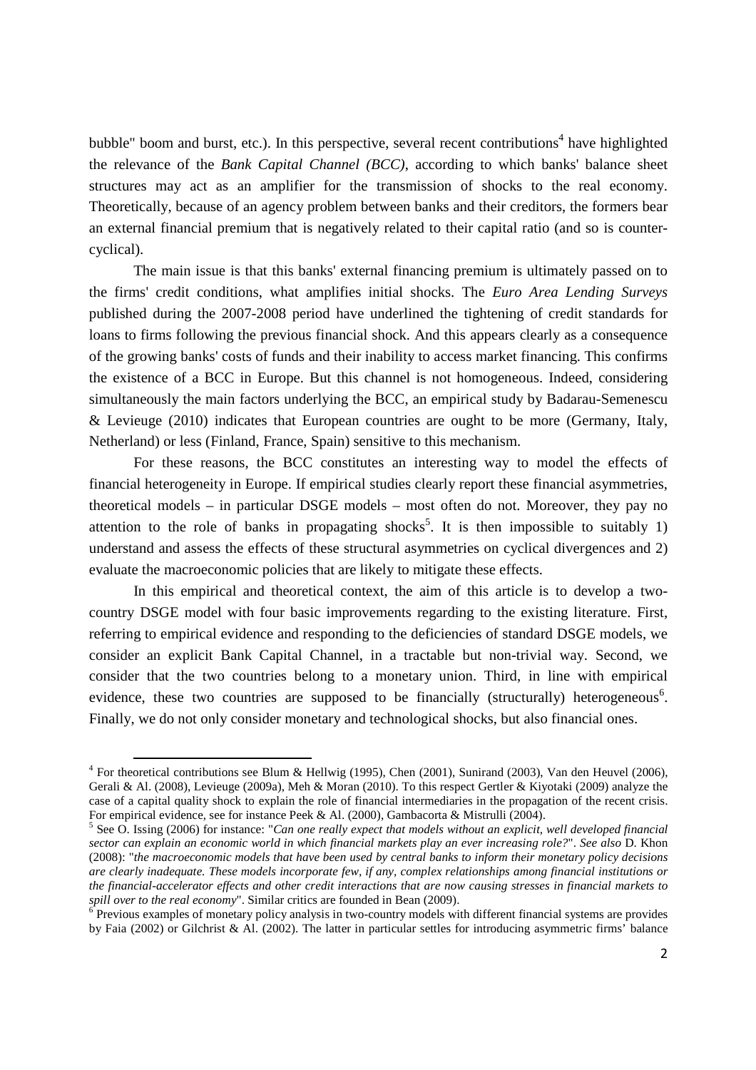bubble" boom and burst, etc.). In this perspective, several recent contributions[4] have highlighted the relevance of the *Bank Capital Channel (BCC)*, according to which banks' balance sheet structures may act as an amplifier for the transmission of shocks to the real economy. Theoretically, because of an agency problem between banks and their creditors, the formers bear an external financial premium that is negatively related to their capital ratio (and so is counter-cyclical).

The main issue is that this banks' external financing premium is ultimately passed on to the firms' credit conditions, what amplifies initial shocks. The *Euro Area Lending Surveys* published during the 2007-2008 period have underlined the tightening of credit standards for loans to firms following the previous financial shock. And this appears clearly as a consequence of the growing banks' costs of funds and their inability to access market financing. This confirms the existence of a BCC in Europe. But this channel is not homogeneous. Indeed, considering simultaneously the main factors underlying the BCC, an empirical study by Badarau-Semenescu & Levieuge (2010) indicates that European countries are ought to be more (Germany, Italy, Netherland) or less (Finland, France, Spain) sensitive to this mechanism.

For these reasons, the BCC constitutes an interesting way to model the effects of financial heterogeneity in Europe. If empirical studies clearly report these financial asymmetries, theoretical models – in particular DSGE models – most often do not. Moreover, they pay no attention to the role of banks in propagating shocks[5]. It is then impossible to suitably 1) understand and assess the effects of these structural asymmetries on cyclical divergences and 2) evaluate the macroeconomic policies that are likely to mitigate these effects.

In this empirical and theoretical context, the aim of this article is to develop a two-country DSGE model with four basic improvements regarding to the existing literature. First, referring to empirical evidence and responding to the deficiencies of standard DSGE models, we consider an explicit Bank Capital Channel, in a tractable but non-trivial way. Second, we consider that the two countries belong to a monetary union. Third, in line with empirical evidence, these two countries are supposed to be financially (structurally) heterogeneous[6]. Finally, we do not only consider monetary and technological shocks, but also financial ones.

---

[4] For theoretical contributions see Blum & Hellwig (1995), Chen (2001), Sunirand (2003), Van den Heuvel (2006), Gerali & Al. (2008), Levieuge (2009a), Meh & Moran (2010). To this respect Gertler & Kiyotaki (2009) analyze the case of a capital quality shock to explain the role of financial intermediaries in the propagation of the recent crisis. For empirical evidence, see for instance Peek & Al. (2000), Gambacorta & Mistrulli (2004).

[5] See O. Issing (2006) for instance: "*Can one really expect that models without an explicit, well developed financial sector can explain an economic world in which financial markets play an ever increasing role?*". *See also* D. Khon (2008): "*the macroeconomic models that have been used by central banks to inform their monetary policy decisions are clearly inadequate. These models incorporate few, if any, complex relationships among financial institutions or the financial-accelerator effects and other credit interactions that are now causing stresses in financial markets to spill over to the real economy*". Similar critics are founded in Bean (2009).

[6] Previous examples of monetary policy analysis in two-country models with different financial systems are provides by Faia (2002) or Gilchrist & Al. (2002). The latter in particular settles for introducing asymmetric firms' balance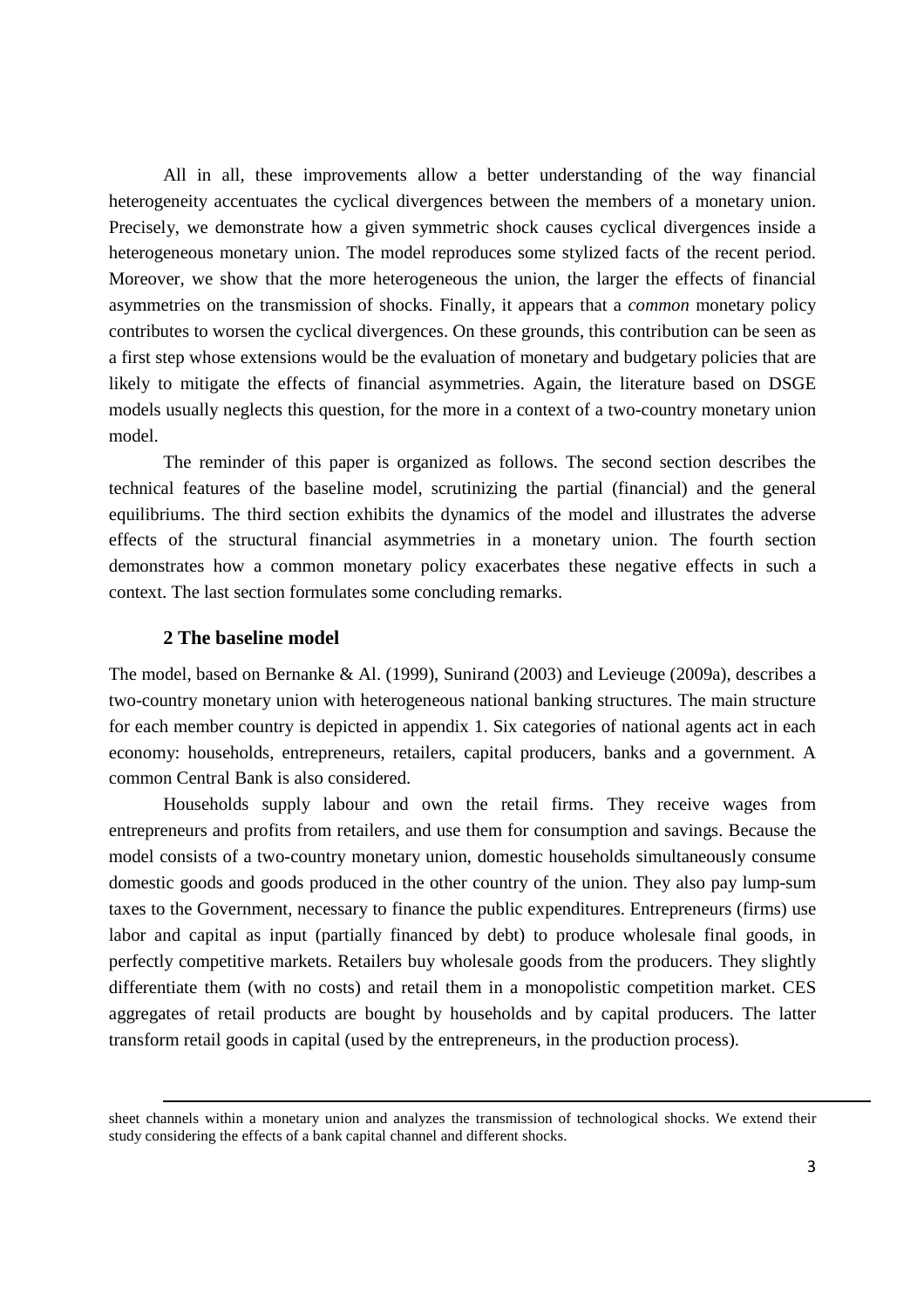All in all, these improvements allow a better understanding of the way financial heterogeneity accentuates the cyclical divergences between the members of a monetary union. Precisely, we demonstrate how a given symmetric shock causes cyclical divergences inside a heterogeneous monetary union. The model reproduces some stylized facts of the recent period. Moreover, we show that the more heterogeneous the union, the larger the effects of financial asymmetries on the transmission of shocks. Finally, it appears that a *common* monetary policy contributes to worsen the cyclical divergences. On these grounds, this contribution can be seen as a first step whose extensions would be the evaluation of monetary and budgetary policies that are likely to mitigate the effects of financial asymmetries. Again, the literature based on DSGE models usually neglects this question, for the more in a context of a two-country monetary union model.

The reminder of this paper is organized as follows. The second section describes the technical features of the baseline model, scrutinizing the partial (financial) and the general equilibriums. The third section exhibits the dynamics of the model and illustrates the adverse effects of the structural financial asymmetries in a monetary union. The fourth section demonstrates how a common monetary policy exacerbates these negative effects in such a context. The last section formulates some concluding remarks.

## 2 The baseline model

The model, based on Bernanke & Al. (1999), Sunirand (2003) and Levieuge (2009a), describes a two-country monetary union with heterogeneous national banking structures. The main structure for each member country is depicted in appendix 1. Six categories of national agents act in each economy: households, entrepreneurs, retailers, capital producers, banks and a government. A common Central Bank is also considered.

Households supply labour and own the retail firms. They receive wages from entrepreneurs and profits from retailers, and use them for consumption and savings. Because the model consists of a two-country monetary union, domestic households simultaneously consume domestic goods and goods produced in the other country of the union. They also pay lump-sum taxes to the Government, necessary to finance the public expenditures. Entrepreneurs (firms) use labor and capital as input (partially financed by debt) to produce wholesale final goods, in perfectly competitive markets. Retailers buy wholesale goods from the producers. They slightly differentiate them (with no costs) and retail them in a monopolistic competition market. CES aggregates of retail products are bought by households and by capital producers. The latter transform retail goods in capital (used by the entrepreneurs, in the production process).

---

sheet channels within a monetary union and analyzes the transmission of technological shocks. We extend their study considering the effects of a bank capital channel and different shocks.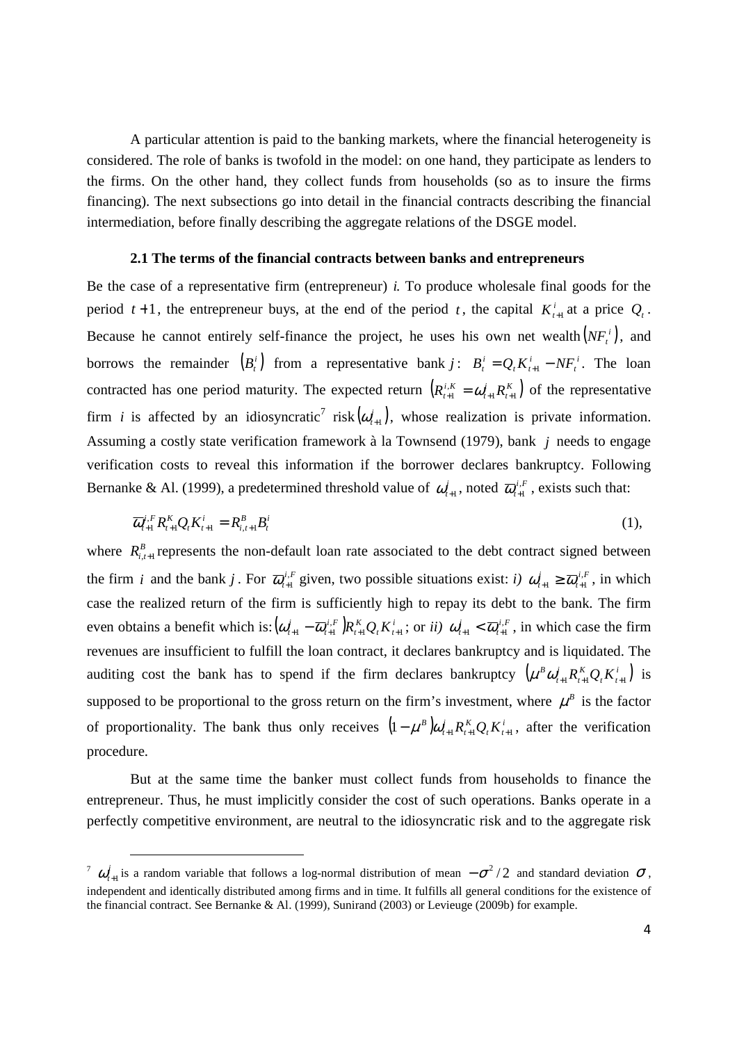A particular attention is paid to the banking markets, where the financial heterogeneity is considered. The role of banks is twofold in the model: on one hand, they participate as lenders to the firms. On the other hand, they collect funds from households (so as to insure the firms financing). The next subsections go into detail in the financial contracts describing the financial intermediation, before finally describing the aggregate relations of the DSGE model.

### 2.1 The terms of the financial contracts between banks and entrepreneurs

Be the case of a representative firm (entrepreneur) *i.* To produce wholesale final goods for the period $t+1$, the entrepreneur buys, at the end of the period $t$, the capital $K_{t+1}^{i}$ at a price $Q_t$. Because he cannot entirely self-finance the project, he uses his own net wealth $\left(NF_t^{\,i}\right)$, and borrows the remainder $\left(B_t^i\right)$ from a representative bank $j$: $B_t^i = Q_t K_{t+1}^{i} - NF_t^{\,i}$. The loan contracted has one period maturity. The expected return $\left(R_{t+1}^{i,K} = \omega_{t+1}^{j} R_{t+1}^{K}\right)$ of the representative firm $i$ is affected by an idiosyncratic[7] risk $\left(\omega_{t+1}^{j}\right)$, whose realization is private information. Assuming a costly state verification framework à la Townsend (1979), bank $j$ needs to engage verification costs to reveal this information if the borrower declares bankruptcy. Following Bernanke & Al. (1999), a predetermined threshold value of $\omega_{t+1}^{j}$, noted $\overline{\omega}_{t+1}^{i,F}$, exists such that:

$$\overline{\omega}_{t+1}^{i,F} R_{t+1}^{K} Q_t K_{t+1}^{i} = R_{i,t+1}^{B} B_t^i \tag{1}$$

where $R_{i,t+1}^{B}$ represents the non-default loan rate associated to the debt contract signed between the firm $i$ and the bank $j$. For $\overline{\omega}_{t+1}^{i,F}$ given, two possible situations exist: *i)* $\omega_{t+1}^{j} \geq \overline{\omega}_{t+1}^{i,F}$, in which case the realized return of the firm is sufficiently high to repay its debt to the bank. The firm even obtains a benefit which is: $\left(\omega_{t+1}^{j} - \overline{\omega}_{t+1}^{i,F}\right) R_{t+1}^{K} Q_t K_{t+1}^{i}$; or *ii)* $\omega_{t+1}^{j} < \overline{\omega}_{t+1}^{i,F}$, in which case the firm revenues are insufficient to fulfill the loan contract, it declares bankruptcy and is liquidated. The auditing cost the bank has to spend if the firm declares bankruptcy $\left(\mu^B \omega_{t+1}^{j} R_{t+1}^{K} Q_t K_{t+1}^{i}\right)$ is supposed to be proportional to the gross return on the firm's investment, where $\mu^B$ is the factor of proportionality. The bank thus only receives $\left(1-\mu^B\right)\omega_{t+1}^{j} R_{t+1}^{K} Q_t K_{t+1}^{i}$, after the verification procedure.

But at the same time the banker must collect funds from households to finance the entrepreneur. Thus, he must implicitly consider the cost of such operations. Banks operate in a perfectly competitive environment, are neutral to the idiosyncratic risk and to the aggregate risk

---

[7] $\omega_{t+1}^{j}$ is a random variable that follows a log-normal distribution of mean $-\sigma^2/2$ and standard deviation $\sigma$, independent and identically distributed among firms and in time. It fulfills all general conditions for the existence of the financial contract. See Bernanke & Al. (1999), Sunirand (2003) or Levieuge (2009b) for example.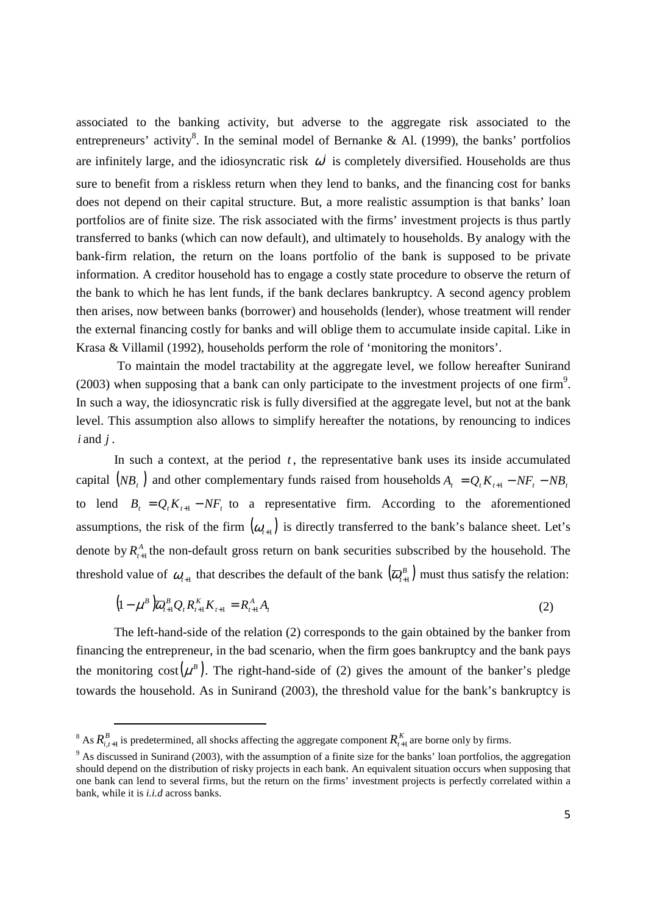associated to the banking activity, but adverse to the aggregate risk associated to the entrepreneurs' activity[8]. In the seminal model of Bernanke & Al. (1999), the banks' portfolios are infinitely large, and the idiosyncratic risk $\omega^j$ is completely diversified. Households are thus sure to benefit from a riskless return when they lend to banks, and the financing cost for banks does not depend on their capital structure. But, a more realistic assumption is that banks' loan portfolios are of finite size. The risk associated with the firms' investment projects is thus partly transferred to banks (which can now default), and ultimately to households. By analogy with the bank-firm relation, the return on the loans portfolio of the bank is supposed to be private information. A creditor household has to engage a costly state procedure to observe the return of the bank to which he has lent funds, if the bank declares bankruptcy. A second agency problem then arises, now between banks (borrower) and households (lender), whose treatment will render the external financing costly for banks and will oblige them to accumulate inside capital. Like in Krasa & Villamil (1992), households perform the role of 'monitoring the monitors'.

To maintain the model tractability at the aggregate level, we follow hereafter Sunirand (2003) when supposing that a bank can only participate to the investment projects of one firm[9]. In such a way, the idiosyncratic risk is fully diversified at the aggregate level, but not at the bank level. This assumption also allows to simplify hereafter the notations, by renouncing to indices $i$ and $j$.

In such a context, at the period $t$, the representative bank uses its inside accumulated capital $(NB_t)$ and other complementary funds raised from households $A_t = Q_t K_{t+1} - NF_t - NB_t$ to lend $B_t = Q_t K_{t+1} - NF_t$ to a representative firm. According to the aforementioned assumptions, the risk of the firm $(\omega_{t+1})$ is directly transferred to the bank's balance sheet. Let's denote by $R^A_{t+1}$ the non-default gross return on bank securities subscribed by the household. The threshold value of $\omega_{t+1}$ that describes the default of the bank $(\overline{\omega}^B_{t+1})$ must thus satisfy the relation:

$$(1-\mu^B)\overline{\omega}^B_{t+1} Q_t R^K_{t+1} K_{t+1} = R^A_{t+1} A_t \tag{2}$$

The left-hand-side of the relation (2) corresponds to the gain obtained by the banker from financing the entrepreneur, in the bad scenario, when the firm goes bankruptcy and the bank pays the monitoring cost $(\mu^B)$. The right-hand-side of (2) gives the amount of the banker's pledge towards the household. As in Sunirand (2003), the threshold value for the bank's bankruptcy is

[8] As $R^B_{i,t+1}$ is predetermined, all shocks affecting the aggregate component $R^K_{t+1}$ are borne only by firms.

[9] As discussed in Sunirand (2003), with the assumption of a finite size for the banks' loan portfolios, the aggregation should depend on the distribution of risky projects in each bank. An equivalent situation occurs when supposing that one bank can lend to several firms, but the return on the firms' investment projects is perfectly correlated within a bank, while it is *i.i.d* across banks.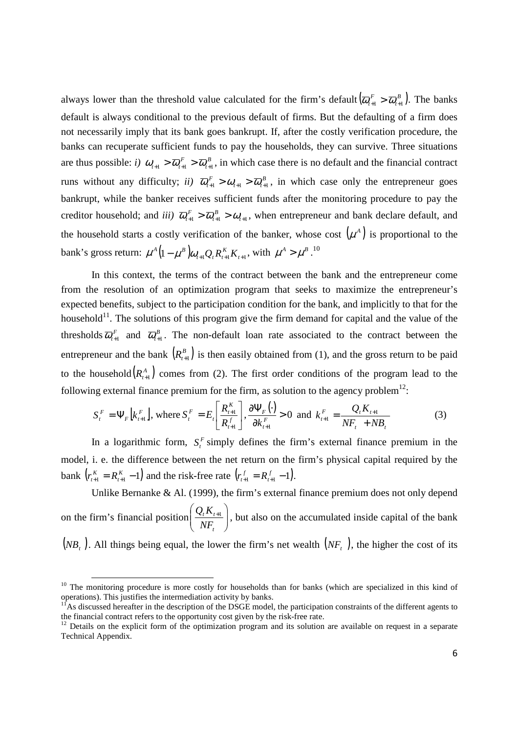always lower than the threshold value calculated for the firm's default $\left(\overline{\omega}_{t+1}^{F} > \overline{\omega}_{t+1}^{B}\right)$. The banks default is always conditional to the previous default of firms. But the defaulting of a firm does not necessarily imply that its bank goes bankrupt. If, after the costly verification procedure, the banks can recuperate sufficient funds to pay the households, they can survive. Three situations are thus possible: *i)* $\omega_{t+1} > \overline{\omega}_{t+1}^{F} > \overline{\omega}_{t+1}^{B}$, in which case there is no default and the financial contract runs without any difficulty; *ii)* $\overline{\omega}_{t+1}^{F} > \omega_{t+1} > \overline{\omega}_{t+1}^{B}$, in which case only the entrepreneur goes bankrupt, while the banker receives sufficient funds after the monitoring procedure to pay the creditor household; and *iii)* $\overline{\omega}_{t+1}^{F} > \overline{\omega}_{t+1}^{B} > \omega_{t+1}$, when entrepreneur and bank declare default, and the household starts a costly verification of the banker, whose cost $\left(\mu^{A}\right)$ is proportional to the bank's gross return: $\mu^{A}\left(1-\mu^{B}\right)\omega_{t+1}Q_{t}R_{t+1}^{K}K_{t+1}$, with $\mu^{A} > \mu^{B}$.[10]

In this context, the terms of the contract between the bank and the entrepreneur come from the resolution of an optimization program that seeks to maximize the entrepreneur's expected benefits, subject to the participation condition for the bank, and implicitly to that for the household[11]. The solutions of this program give the firm demand for capital and the value of the thresholds $\overline{\omega}_{t+1}^{F}$ and $\overline{\omega}_{t+1}^{B}$. The non-default loan rate associated to the contract between the entrepreneur and the bank $\left(R_{t+1}^{B}\right)$ is then easily obtained from (1), and the gross return to be paid to the household $\left(R_{t+1}^{A}\right)$ comes from (2). The first order conditions of the program lead to the following external finance premium for the firm, as solution to the agency problem[12]:

$$S_{t}^{F} = \Psi_{F}\left[k_{t+1}^{F}\right], \text{ where } S_{t}^{F} = E_{t}\left[\frac{R_{t+1}^{K}}{R_{t+1}^{f}}\right], \frac{\partial \Psi_{F}(\cdot)}{\partial k_{t+1}^{F}} > 0 \text{ and } k_{t+1}^{F} = \frac{Q_{t}K_{t+1}}{NF_{t} + NB_{t}} \qquad (3)$$

In a logarithmic form, $S_{t}^{F}$ simply defines the firm's external finance premium in the model, i. e. the difference between the net return on the firm's physical capital required by the bank $\left(r_{t+1}^{K} = R_{t+1}^{K} - 1\right)$ and the risk-free rate $\left(r_{t+1}^{f} = R_{t+1}^{f} - 1\right)$.

Unlike Bernanke & Al. (1999), the firm's external finance premium does not only depend on the firm's financial position $\left(\frac{Q_{t}K_{t+1}}{NF_{t}}\right)$, but also on the accumulated inside capital of the bank $\left(NB_{t}\right)$. All things being equal, the lower the firm's net wealth $\left(NF_{t}\right)$, the higher the cost of its

---

[10] The monitoring procedure is more costly for households than for banks (which are specialized in this kind of operations). This justifies the intermediation activity by banks.

[11] As discussed hereafter in the description of the DSGE model, the participation constraints of the different agents to the financial contract refers to the opportunity cost given by the risk-free rate.

[12] Details on the explicit form of the optimization program and its solution are available on request in a separate Technical Appendix.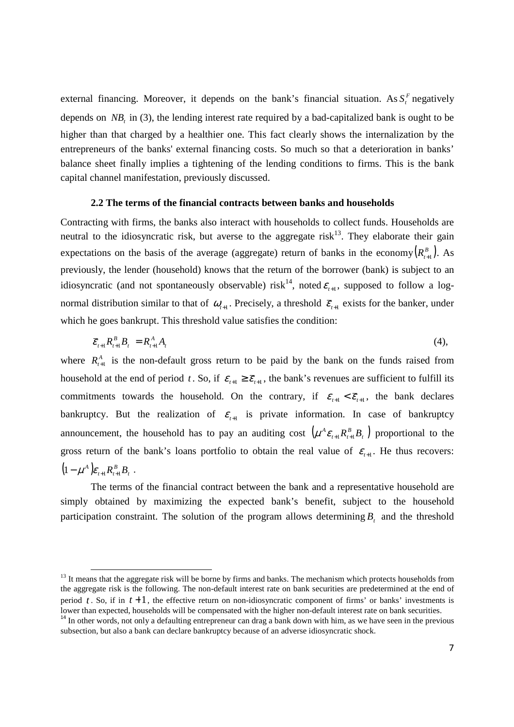external financing. Moreover, it depends on the bank's financial situation. As $S_t^F$ negatively depends on $NB_t$ in (3), the lending interest rate required by a bad-capitalized bank is ought to be higher than that charged by a healthier one. This fact clearly shows the internalization by the entrepreneurs of the banks' external financing costs. So much so that a deterioration in banks' balance sheet finally implies a tightening of the lending conditions to firms. This is the bank capital channel manifestation, previously discussed.

### 2.2 The terms of the financial contracts between banks and households

Contracting with firms, the banks also interact with households to collect funds. Households are neutral to the idiosyncratic risk, but averse to the aggregate risk[13]. They elaborate their gain expectations on the basis of the average (aggregate) return of banks in the economy $\left(R_{t+1}^B\right)$. As previously, the lender (household) knows that the return of the borrower (bank) is subject to an idiosyncratic (and not spontaneously observable) risk[14], noted $\varepsilon_{t+1}$, supposed to follow a log-normal distribution similar to that of $\omega_{t+1}$. Precisely, a threshold $\bar{\varepsilon}_{t+1}$ exists for the banker, under which he goes bankrupt. This threshold value satisfies the condition:

$$\bar{\varepsilon}_{t+1} R_{t+1}^B B_t = R_{t+1}^A A_t \qquad (4),$$

where $R_{t+1}^A$ is the non-default gross return to be paid by the bank on the funds raised from household at the end of period $t$. So, if $\varepsilon_{t+1} \geq \bar{\varepsilon}_{t+1}$, the bank's revenues are sufficient to fulfill its commitments towards the household. On the contrary, if $\varepsilon_{t+1} < \bar{\varepsilon}_{t+1}$, the bank declares bankruptcy. But the realization of $\varepsilon_{t+1}$ is private information. In case of bankruptcy announcement, the household has to pay an auditing cost $\left(\mu^A \varepsilon_{t+1} R_{t+1}^B B_t\right)$ proportional to the gross return of the bank's loans portfolio to obtain the real value of $\varepsilon_{t+1}$. He thus recovers: $\left(1-\mu^A\right)\varepsilon_{t+1} R_{t+1}^B B_t$.

The terms of the financial contract between the bank and a representative household are simply obtained by maximizing the expected bank's benefit, subject to the household participation constraint. The solution of the program allows determining $B_t$ and the threshold

---

[13] It means that the aggregate risk will be borne by firms and banks. The mechanism which protects households from the aggregate risk is the following. The non-default interest rate on bank securities are predetermined at the end of period $t$. So, if in $t+1$, the effective return on non-idiosyncratic component of firms' or banks' investments is lower than expected, households will be compensated with the higher non-default interest rate on bank securities.

[14] In other words, not only a defaulting entrepreneur can drag a bank down with him, as we have seen in the previous subsection, but also a bank can declare bankruptcy because of an adverse idiosyncratic shock.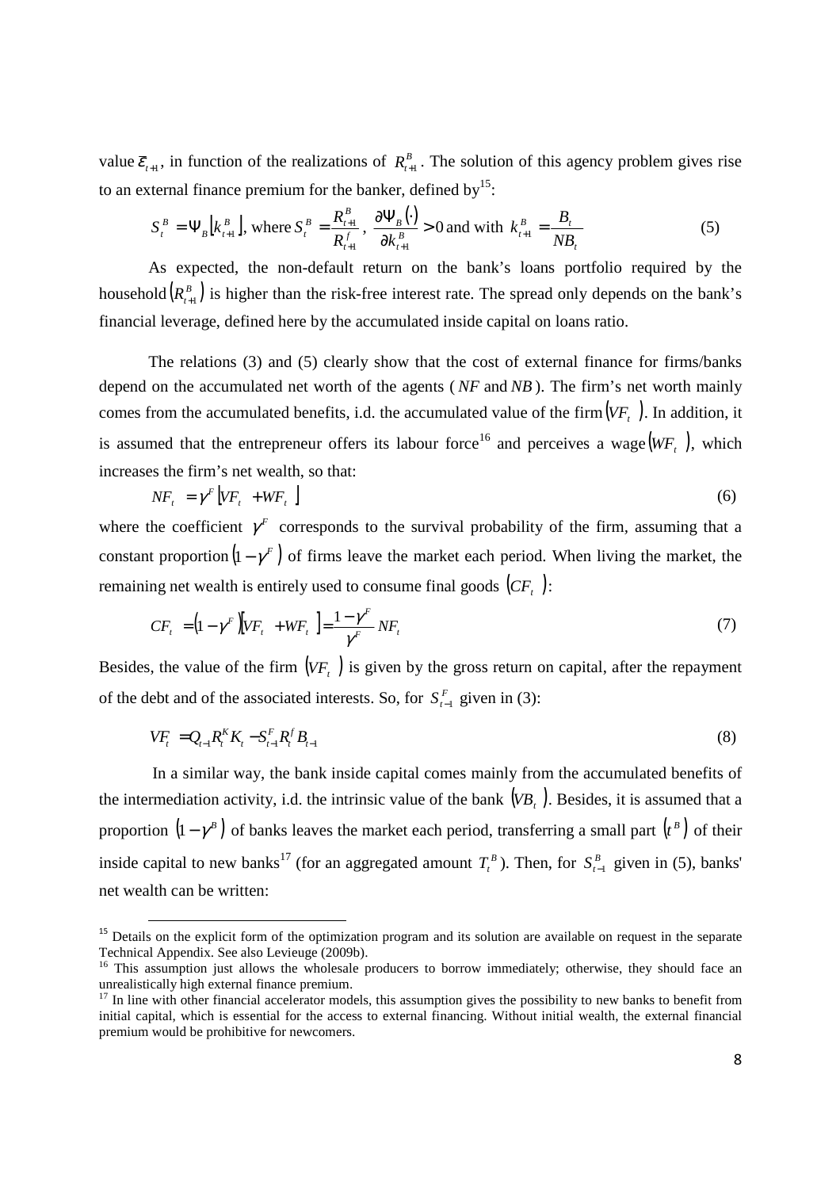value $\bar{\varepsilon}_{t+1}$, in function of the realizations of $R^B_{t+1}$. The solution of this agency problem gives rise to an external finance premium for the banker, defined by[15]:

$$S_t^B = \Psi_B\left[k_{t+1}^B\right], \text{ where } S_t^B = \frac{R_{t+1}^B}{R_{t+1}^f}, \ \frac{\partial \Psi_B(\cdot)}{\partial k_{t+1}^B} > 0 \text{ and with } k_{t+1}^B = \frac{B_t}{NB_t} \tag{5}$$

As expected, the non-default return on the bank's loans portfolio required by the household $\left(R^B_{t+1}\right)$ is higher than the risk-free interest rate. The spread only depends on the bank's financial leverage, defined here by the accumulated inside capital on loans ratio.

The relations (3) and (5) clearly show that the cost of external finance for firms/banks depend on the accumulated net worth of the agents ( $NF$ and $NB$ ). The firm's net worth mainly comes from the accumulated benefits, i.d. the accumulated value of the firm $(VF_t)$. In addition, it is assumed that the entrepreneur offers its labour force[16] and perceives a wage $(WF_t)$, which increases the firm's net wealth, so that:

$$NF_t = \gamma^F\left[VF_t + WF_t\right] \tag{6}$$

where the coefficient $\gamma^F$ corresponds to the survival probability of the firm, assuming that a constant proportion $\left(1-\gamma^F\right)$ of firms leave the market each period. When living the market, the remaining net wealth is entirely used to consume final goods $(CF_t)$:

$$CF_t = \left(1-\gamma^F\right)\left[VF_t + WF_t\right] = \frac{1-\gamma^F}{\gamma^F} NF_t \tag{7}$$

Besides, the value of the firm $(VF_t)$ is given by the gross return on capital, after the repayment of the debt and of the associated interests. So, for $S^F_{t-1}$ given in (3):

$$VF_t = Q_{t-1} R_t^K K_t - S_{t-1}^F R_t^f B_{t-1} \tag{8}$$

In a similar way, the bank inside capital comes mainly from the accumulated benefits of the intermediation activity, i.d. the intrinsic value of the bank $(VB_t)$. Besides, it is assumed that a proportion $\left(1-\gamma^B\right)$ of banks leaves the market each period, transferring a small part $\left(t^B\right)$ of their inside capital to new banks[17] (for an aggregated amount $T_t^B$). Then, for $S^B_{t-1}$ given in (5), banks' net wealth can be written:

---

[15] Details on the explicit form of the optimization program and its solution are available on request in the separate Technical Appendix. See also Levieuge (2009b).

[16] This assumption just allows the wholesale producers to borrow immediately; otherwise, they should face an unrealistically high external finance premium.

[17] In line with other financial accelerator models, this assumption gives the possibility to new banks to benefit from initial capital, which is essential for the access to external financing. Without initial wealth, the external financial premium would be prohibitive for newcomers.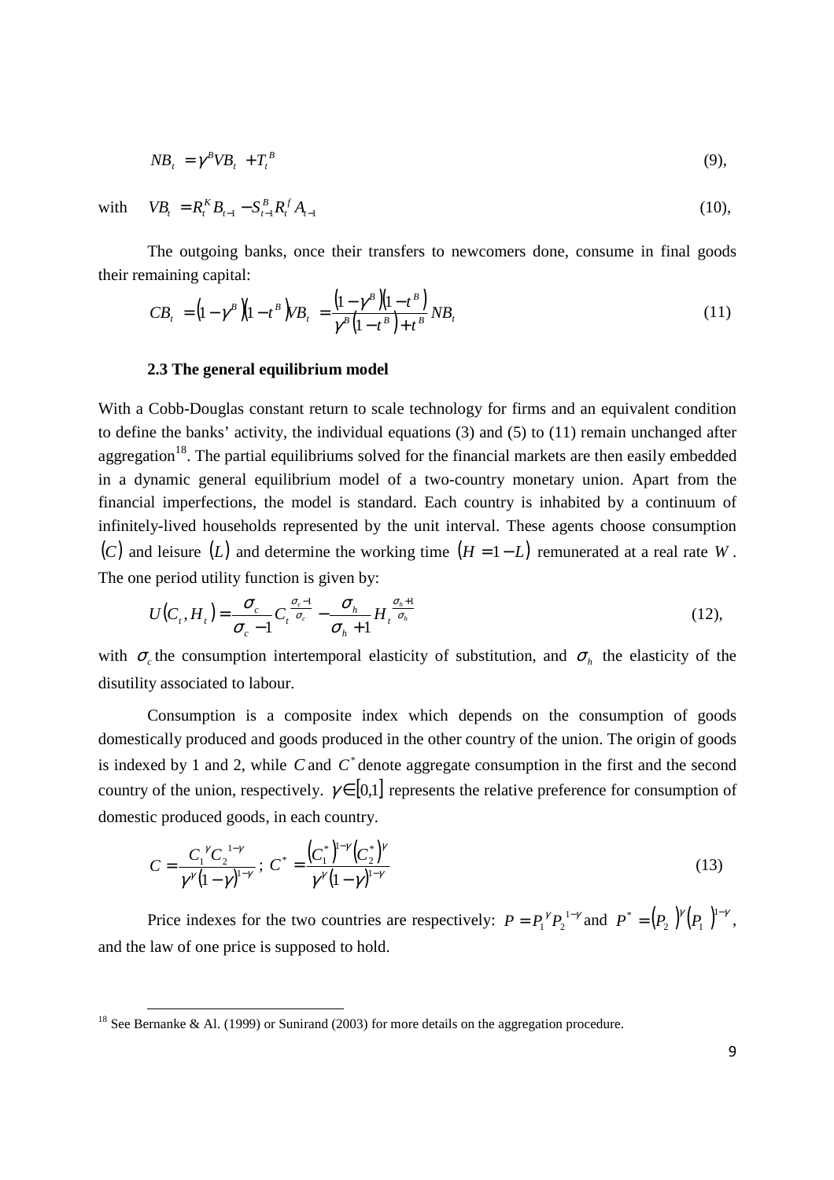$$NB_t = \gamma^B VB_t + T_t^B \tag{9}$$

with $$VB_t = R_t^K B_{t-1} - S_{t-1}^B R_t^f A_{t-1} \tag{10}$$

The outgoing banks, once their transfers to newcomers done, consume in final goods their remaining capital:

$$CB_t = \left(1-\gamma^B\right)\left(1-t^B\right)VB_t = \frac{\left(1-\gamma^B\right)\left(1-t^B\right)}{\gamma^B\left(1-t^B\right)+t^B} NB_t \tag{11}$$

### 2.3 The general equilibrium model

With a Cobb-Douglas constant return to scale technology for firms and an equivalent condition to define the banks' activity, the individual equations (3) and (5) to (11) remain unchanged after aggregation[18]. The partial equilibriums solved for the financial markets are then easily embedded in a dynamic general equilibrium model of a two-country monetary union. Apart from the financial imperfections, the model is standard. Each country is inhabited by a continuum of infinitely-lived households represented by the unit interval. These agents choose consumption $(C)$ and leisure $(L)$ and determine the working time $(H = 1 - L)$ remunerated at a real rate $W$. The one period utility function is given by:

$$U(C_t, H_t) = \frac{\sigma_c}{\sigma_c - 1} C_t^{\frac{\sigma_c - 1}{\sigma_c}} - \frac{\sigma_h}{\sigma_h + 1} H_t^{\frac{\sigma_h + 1}{\sigma_h}} \tag{12}$$

with $\sigma_c$ the consumption intertemporal elasticity of substitution, and $\sigma_h$ the elasticity of the disutility associated to labour.

Consumption is a composite index which depends on the consumption of goods domestically produced and goods produced in the other country of the union. The origin of goods is indexed by 1 and 2, while $C$ and $C^*$ denote aggregate consumption in the first and the second country of the union, respectively. $\gamma \in [0,1]$ represents the relative preference for consumption of domestic produced goods, in each country.

$$C = \frac{C_1^{\gamma} C_2^{1-\gamma}}{\gamma^{\gamma}(1-\gamma)^{1-\gamma}}; \; C^* = \frac{\left(C_1^*\right)^{1-\gamma}\left(C_2^*\right)^{\gamma}}{\gamma^{\gamma}(1-\gamma)^{1-\gamma}} \tag{13}$$

Price indexes for the two countries are respectively: $P = P_1^{\gamma} P_2^{1-\gamma}$ and $P^* = \left(P_2\right)^{\gamma}\left(P_1\right)^{1-\gamma}$, and the law of one price is supposed to hold.

[18] See Bernanke & Al. (1999) or Sunirand (2003) for more details on the aggregation procedure.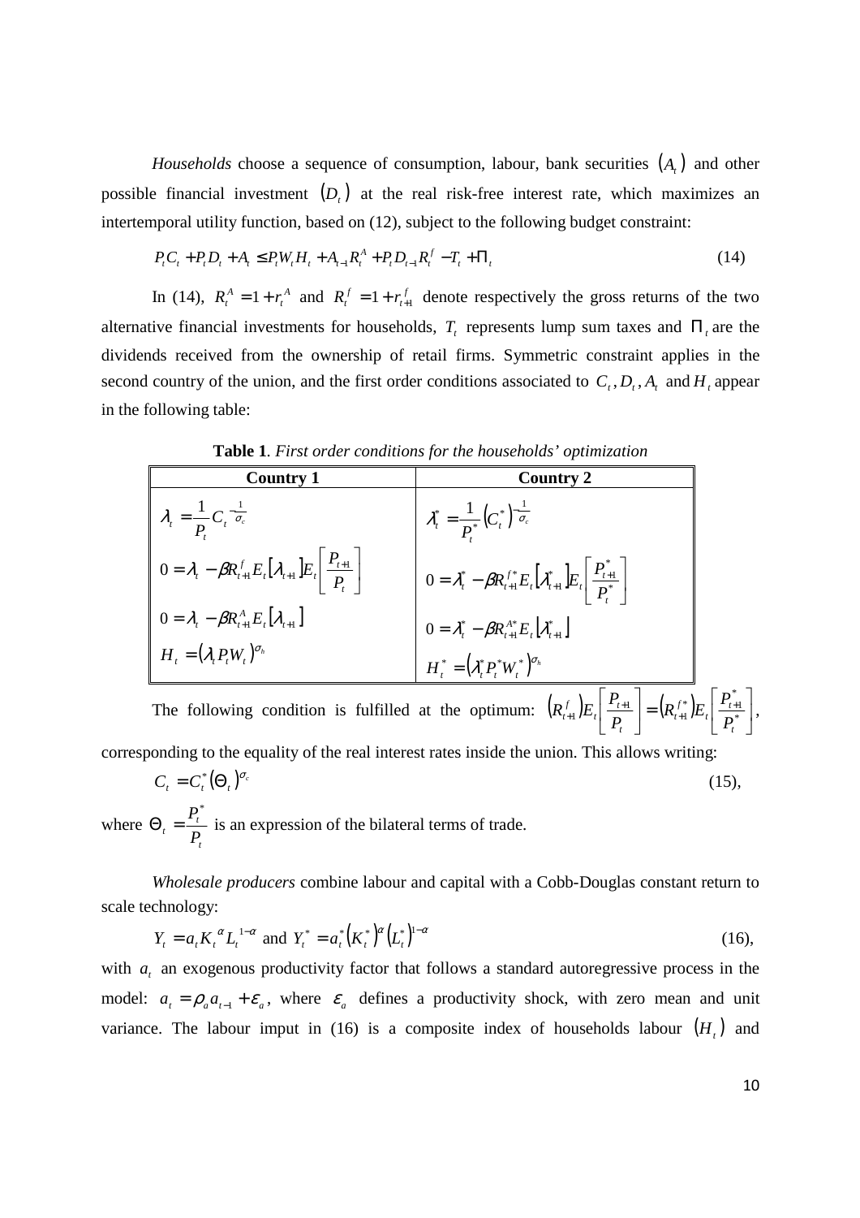*Households* choose a sequence of consumption, labour, bank securities $(A_t)$ and other possible financial investment $(D_t)$ at the real risk-free interest rate, which maximizes an intertemporal utility function, based on (12), subject to the following budget constraint:

$$P_t C_t + P_t D_t + A_t \leq P_t W_t H_t + A_{t-1} R_t^A + P_t D_{t-1} R_t^f - T_t + \Pi_t \tag{14}$$

In (14), $R_t^A = 1 + r_t^A$ and $R_t^f = 1 + r_{t+1}^f$ denote respectively the gross returns of the two alternative financial investments for households, $T_t$ represents lump sum taxes and $\Pi_t$ are the dividends received from the ownership of retail firms. Symmetric constraint applies in the second country of the union, and the first order conditions associated to $C_t, D_t, A_t$ and $H_t$ appear in the following table:

**Table 1**. *First order conditions for the households' optimization*

| Country 1 | Country 2 |
|---|---|
| $\lambda_t = \frac{1}{P_t} C_t^{-\frac{1}{\sigma_c}}$ | $\lambda_t^* = \frac{1}{P_t^*} \left(C_t^*\right)^{-\frac{1}{\sigma_c}}$ |
| $0 = \lambda_t - \beta R_{t+1}^f E_t[\lambda_{t+1}] E_t\left[\frac{P_{t+1}}{P_t}\right]$ | $0 = \lambda_t^* - \beta R_{t+1}^{f*} E_t[\lambda_{t+1}^*] E_t\left[\frac{P_{t+1}^*}{P_t^*}\right]$ |
| $0 = \lambda_t - \beta R_{t+1}^A E_t[\lambda_{t+1}]$ | $0 = \lambda_t^* - \beta R_{t+1}^{A*} E_t[\lambda_{t+1}^*]$ |
| $H_t = (\lambda_t P_t W_t)^{\sigma_h}$ | $H_t^* = (\lambda_t^* P_t^* W_t^*)^{\sigma_h}$ |

The following condition is fulfilled at the optimum: $\left(R_{t+1}^f\right) E_t\left[\frac{P_{t+1}}{P_t}\right] = \left(R_{t+1}^{f*}\right) E_t\left[\frac{P_{t+1}^*}{P_t^*}\right]$, corresponding to the equality of the real interest rates inside the union. This allows writing:

$$C_t = C_t^* (\Theta_t)^{\sigma_c} \tag{15}$$

where $\Theta_t = \frac{P_t^*}{P_t}$ is an expression of the bilateral terms of trade.

*Wholesale producers* combine labour and capital with a Cobb-Douglas constant return to scale technology:

$$Y_t = a_t K_t^{\alpha} L_t^{1-\alpha} \text{ and } Y_t^* = a_t^* \left(K_t^*\right)^{\alpha} \left(L_t^*\right)^{1-\alpha} \tag{16}$$

with $a_t$ an exogenous productivity factor that follows a standard autoregressive process in the model: $a_t = \rho_a a_{t-1} + \varepsilon_a$, where $\varepsilon_a$ defines a productivity shock, with zero mean and unit variance. The labour imput in (16) is a composite index of households labour $(H_t)$ and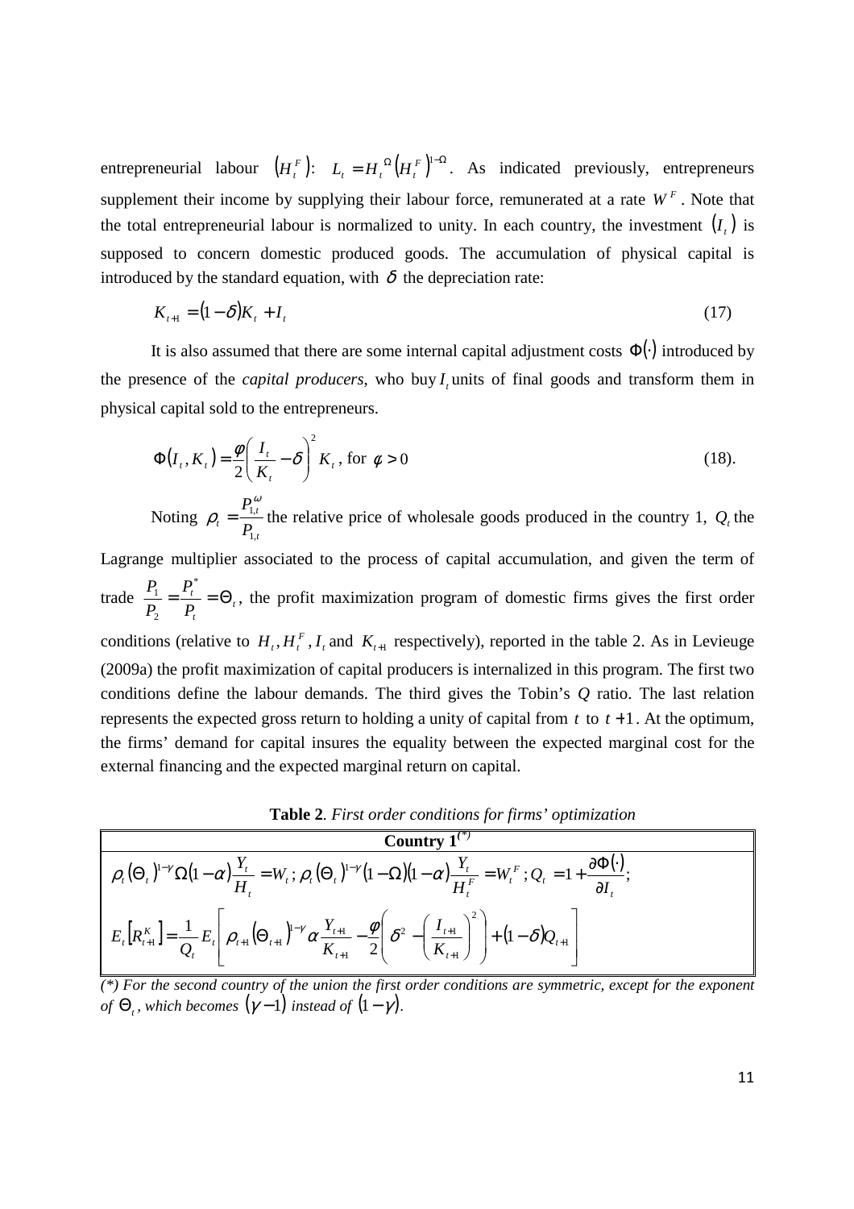entrepreneurial labour $\left(H_t^F\right)$: $L_t = H_t^{\Omega}\left(H_t^F\right)^{1-\Omega}$. As indicated previously, entrepreneurs supplement their income by supplying their labour force, remunerated at a rate $W^F$. Note that the total entrepreneurial labour is normalized to unity. In each country, the investment $\left(I_t\right)$ is supposed to concern domestic produced goods. The accumulation of physical capital is introduced by the standard equation, with $\delta$ the depreciation rate:

$$K_{t+1} = (1-\delta)K_t + I_t \tag{17}$$

It is also assumed that there are some internal capital adjustment costs $\Phi(\cdot)$ introduced by the presence of the *capital producers*, who buy $I_t$ units of final goods and transform them in physical capital sold to the entrepreneurs.

$$\Phi(I_t, K_t) = \frac{\varphi}{2}\left(\frac{I_t}{K_t} - \delta\right)^2 K_t \text{, for } \phi > 0 \tag{18}$$

Noting $\rho_t = \frac{P_{1,t}^{\omega}}{P_{1,t}}$ the relative price of wholesale goods produced in the country 1, $Q_t$ the Lagrange multiplier associated to the process of capital accumulation, and given the term of trade $\frac{P_1}{P_2} = \frac{P_t^*}{P_t} = \Theta_t$, the profit maximization program of domestic firms gives the first order conditions (relative to $H_t, H_t^F, I_t$ and $K_{t+1}$ respectively), reported in the table 2. As in Levieuge (2009a) the profit maximization of capital producers is internalized in this program. The first two conditions define the labour demands. The third gives the Tobin's *Q* ratio. The last relation represents the expected gross return to holding a unity of capital from $t$ to $t+1$. At the optimum, the firms' demand for capital insures the equality between the expected marginal cost for the external financing and the expected marginal return on capital.

**Table 2**. *First order conditions for firms' optimization*

| **Country 1**[(*)] |
|---|
| $\rho_t(\Theta_t)^{1-\gamma}\Omega(1-\alpha)\frac{Y_t}{H_t} = W_t;\ \rho_t(\Theta_t)^{1-\gamma}(1-\Omega)(1-\alpha)\frac{Y_t}{H_t^F} = W_t^F;\ Q_t = 1 + \frac{\partial\Phi(\cdot)}{\partial I_t};$ |
| $E_t\left[R_{t+1}^K\right] = \frac{1}{Q_t}E_t\left[\rho_{t+1}(\Theta_{t+1})^{1-\gamma}\alpha\frac{Y_{t+1}}{K_{t+1}} - \frac{\varphi}{2}\left(\delta^2 - \left(\frac{I_{t+1}}{K_{t+1}}\right)^2\right) + (1-\delta)Q_{t+1}\right]$ |

*(\*) For the second country of the union the first order conditions are symmetric, except for the exponent of $\Theta_t$, which becomes $(\gamma-1)$ instead of $(1-\gamma)$.*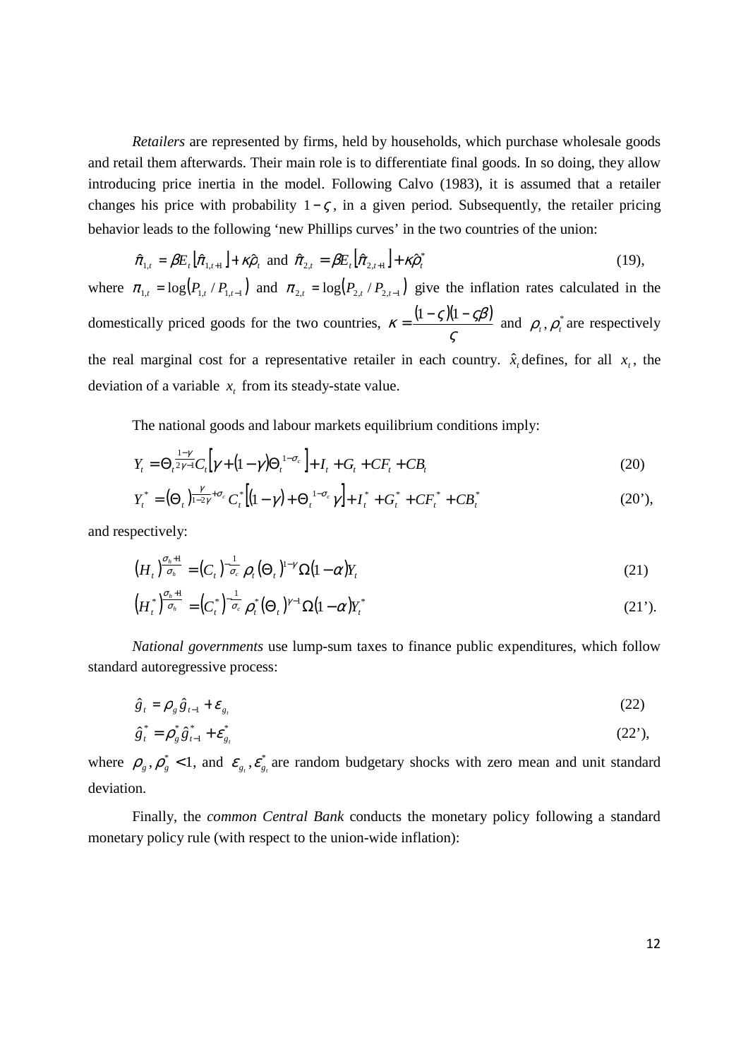*Retailers* are represented by firms, held by households, which purchase wholesale goods and retail them afterwards. Their main role is to differentiate final goods. In so doing, they allow introducing price inertia in the model. Following Calvo (1983), it is assumed that a retailer changes his price with probability $1-\varsigma$, in a given period. Subsequently, the retailer pricing behavior leads to the following 'new Phillips curves' in the two countries of the union:

$$\hat{\pi}_{1,t} = \beta E_t\left[\hat{\pi}_{1,t+1}\right] + \kappa\hat{\rho}_t \text{ and } \hat{\pi}_{2,t} = \beta E_t\left[\hat{\pi}_{2,t+1}\right] + \kappa\hat{\rho}_t^* \tag{19}$$

where $\pi_{1,t} = \log\left(P_{1,t}/P_{1,t-1}\right)$ and $\pi_{2,t} = \log\left(P_{2,t}/P_{2,t-1}\right)$ give the inflation rates calculated in the domestically priced goods for the two countries, $\kappa = \frac{(1-\varsigma)(1-\varsigma\beta)}{\varsigma}$ and $\rho_t, \rho_t^*$ are respectively the real marginal cost for a representative retailer in each country. $\hat{x}_t$ defines, for all $x_t$, the deviation of a variable $x_t$ from its steady-state value.

The national goods and labour markets equilibrium conditions imply:

$$Y_t = \Theta_t^{\frac{1-\gamma}{2\gamma-1}} C_t\left[\gamma + (1-\gamma)\Theta_t^{1-\sigma_c}\right] + I_t + G_t + CF_t + CB_t \tag{20}$$

$$Y_t^* = \left(\Theta_t\right)^{\frac{\gamma}{1-2\gamma}+\sigma_c} C_t^*\left[(1-\gamma) + \Theta_t^{1-\sigma_c}\gamma\right] + I_t^* + G_t^* + CF_t^* + CB_t^* \tag{20'}$$

and respectively:

$$\left(H_t\right)^{\frac{\sigma_h+1}{\sigma_h}} = \left(C_t\right)^{-\frac{1}{\sigma_c}}\rho_t\left(\Theta_t\right)^{1-\gamma}\Omega(1-\alpha)Y_t \tag{21}$$

$$\left(H_t^*\right)^{\frac{\sigma_h+1}{\sigma_h}} = \left(C_t^*\right)^{-\frac{1}{\sigma_c}}\rho_t^*\left(\Theta_t\right)^{\gamma-1}\Omega(1-\alpha)Y_t^* \tag{21'}$$

*National governments* use lump-sum taxes to finance public expenditures, which follow standard autoregressive process:

$$\hat{g}_t = \rho_g\hat{g}_{t-1} + \varepsilon_{g_t} \tag{22}$$

$$\hat{g}_t^* = \rho_g^*\hat{g}_{t-1}^* + \varepsilon_{g_t}^* \tag{22'}$$

where $\rho_g, \rho_g^* < 1$, and $\varepsilon_{g_t}, \varepsilon_{g_t}^*$ are random budgetary shocks with zero mean and unit standard deviation.

Finally, the *common Central Bank* conducts the monetary policy following a standard monetary policy rule (with respect to the union-wide inflation):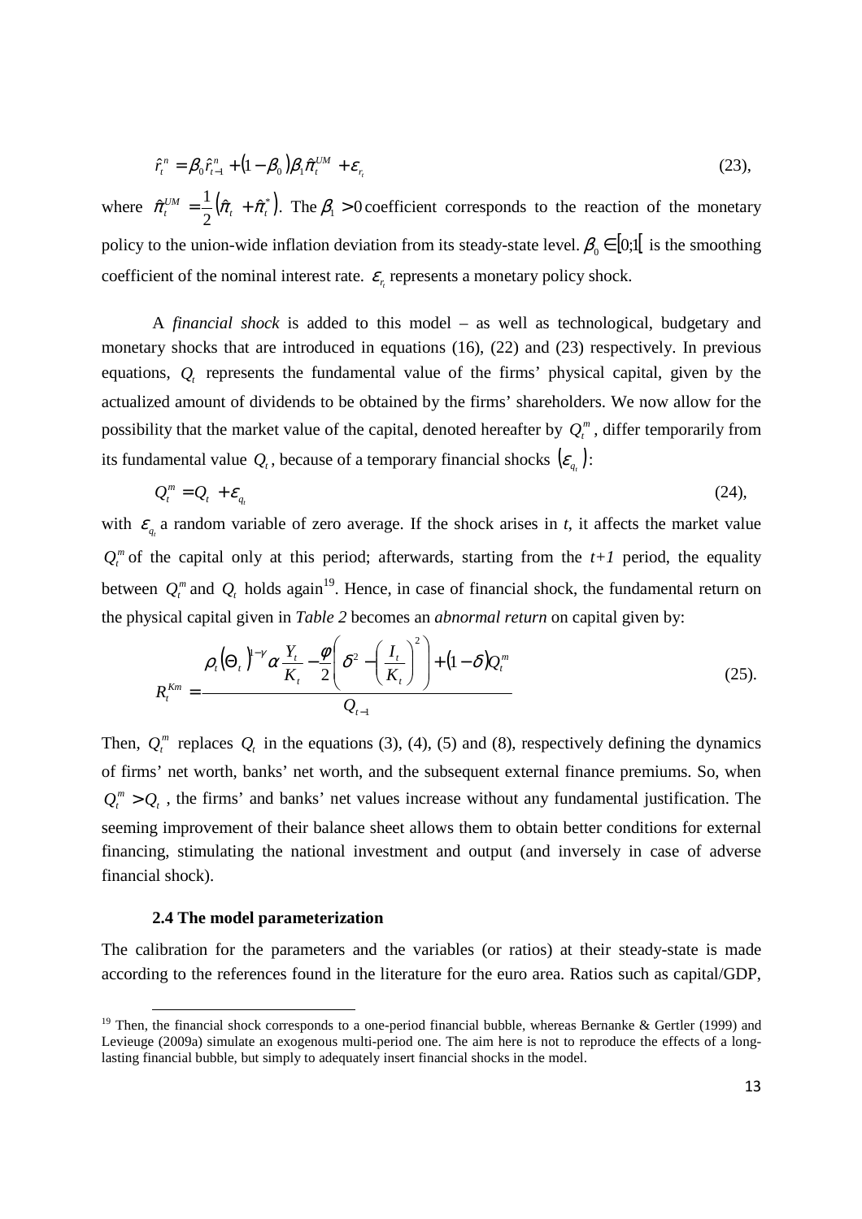$$\hat{r}_t^n = \beta_0 \hat{r}_{t-1}^n + (1-\beta_0)\beta_1 \hat{\pi}_t^{UM} + \varepsilon_{r_t} \quad (23),$$

where $\hat{\pi}_t^{UM} = \frac{1}{2}\left(\hat{\pi}_t + \hat{\pi}_t^*\right)$. The $\beta_1 > 0$ coefficient corresponds to the reaction of the monetary policy to the union-wide inflation deviation from its steady-state level. $\beta_0 \in [0;1[$ is the smoothing coefficient of the nominal interest rate. $\varepsilon_{r_t}$ represents a monetary policy shock.

A *financial shock* is added to this model – as well as technological, budgetary and monetary shocks that are introduced in equations (16), (22) and (23) respectively. In previous equations, $Q_t$ represents the fundamental value of the firms' physical capital, given by the actualized amount of dividends to be obtained by the firms' shareholders. We now allow for the possibility that the market value of the capital, denoted hereafter by $Q_t^m$, differ temporarily from its fundamental value $Q_t$, because of a temporary financial shocks $\left(\varepsilon_{q_t}\right)$:

$$Q_t^m = Q_t + \varepsilon_{q_t} \quad (24),$$

with $\varepsilon_{q_t}$ a random variable of zero average. If the shock arises in *t*, it affects the market value $Q_t^m$ of the capital only at this period; afterwards, starting from the *t+1* period, the equality between $Q_t^m$ and $Q_t$ holds again[19]. Hence, in case of financial shock, the fundamental return on the physical capital given in *Table 2* becomes an *abnormal return* on capital given by:

$$R_t^{Km} = \frac{\rho_t \left(\Theta_t\right)^{1-\gamma} \alpha \frac{Y_t}{K_t} - \frac{\varphi}{2}\left(\delta^2 - \left(\frac{I_t}{K_t}\right)^2\right) + (1-\delta) Q_t^m}{Q_{t-1}} \quad (25).$$

Then, $Q_t^m$ replaces $Q_t$ in the equations (3), (4), (5) and (8), respectively defining the dynamics of firms' net worth, banks' net worth, and the subsequent external finance premiums. So, when $Q_t^m > Q_t$, the firms' and banks' net values increase without any fundamental justification. The seeming improvement of their balance sheet allows them to obtain better conditions for external financing, stimulating the national investment and output (and inversely in case of adverse financial shock).

### 2.4 The model parameterization

The calibration for the parameters and the variables (or ratios) at their steady-state is made according to the references found in the literature for the euro area. Ratios such as capital/GDP,

[19] Then, the financial shock corresponds to a one-period financial bubble, whereas Bernanke & Gertler (1999) and Levieuge (2009a) simulate an exogenous multi-period one. The aim here is not to reproduce the effects of a long-lasting financial bubble, but simply to adequately insert financial shocks in the model.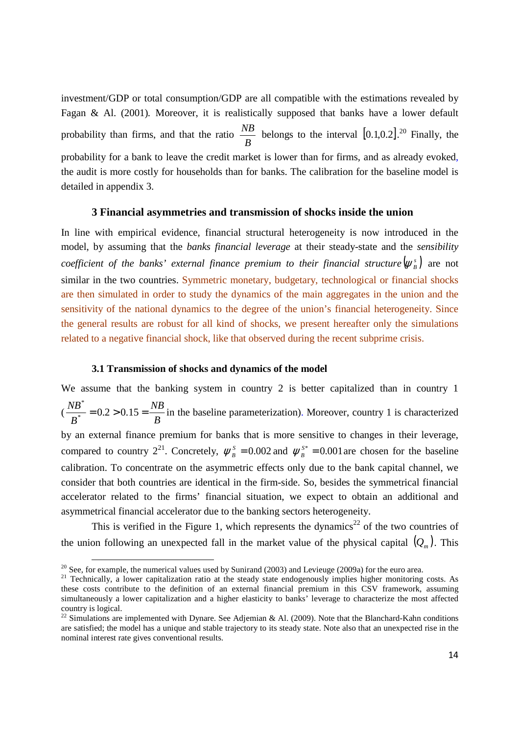investment/GDP or total consumption/GDP are all compatible with the estimations revealed by Fagan & Al. (2001). Moreover, it is realistically supposed that banks have a lower default probability than firms, and that the ratio $\frac{NB}{B}$ belongs to the interval $[0.1, 0.2]$.[20] Finally, the probability for a bank to leave the credit market is lower than for firms, and as already evoked, the audit is more costly for households than for banks. The calibration for the baseline model is detailed in appendix 3.

## 3 Financial asymmetries and transmission of shocks inside the union

In line with empirical evidence, financial structural heterogeneity is now introduced in the model, by assuming that the *banks financial leverage* at their steady-state and the *sensibility coefficient of the banks' external finance premium to their financial structure* $(\psi_B^s)$ are not similar in the two countries. Symmetric monetary, budgetary, technological or financial shocks are then simulated in order to study the dynamics of the main aggregates in the union and the sensitivity of the national dynamics to the degree of the union's financial heterogeneity. Since the general results are robust for all kind of shocks, we present hereafter only the simulations related to a negative financial shock, like that observed during the recent subprime crisis.

### 3.1 Transmission of shocks and dynamics of the model

We assume that the banking system in country 2 is better capitalized than in country 1 ($\frac{NB^*}{B^*} = 0.2 > 0.15 = \frac{NB}{B}$ in the baseline parameterization). Moreover, country 1 is characterized by an external finance premium for banks that is more sensitive to changes in their leverage, compared to country 2[21]. Concretely, $\psi_B^S = 0.002$ and $\psi_B^{S^*} = 0.001$ are chosen for the baseline calibration. To concentrate on the asymmetric effects only due to the bank capital channel, we consider that both countries are identical in the firm-side. So, besides the symmetrical financial accelerator related to the firms' financial situation, we expect to obtain an additional and asymmetrical financial accelerator due to the banking sectors heterogeneity.

This is verified in the Figure 1, which represents the dynamics[22] of the two countries of the union following an unexpected fall in the market value of the physical capital $(Q_m)$. This

---

[20] See, for example, the numerical values used by Sunirand (2003) and Levieuge (2009a) for the euro area.

[21] Technically, a lower capitalization ratio at the steady state endogenously implies higher monitoring costs. As these costs contribute to the definition of an external financial premium in this CSV framework, assuming simultaneously a lower capitalization and a higher elasticity to banks' leverage to characterize the most affected country is logical.

[22] Simulations are implemented with Dynare. See Adjemian & Al. (2009). Note that the Blanchard-Kahn conditions are satisfied; the model has a unique and stable trajectory to its steady state. Note also that an unexpected rise in the nominal interest rate gives conventional results.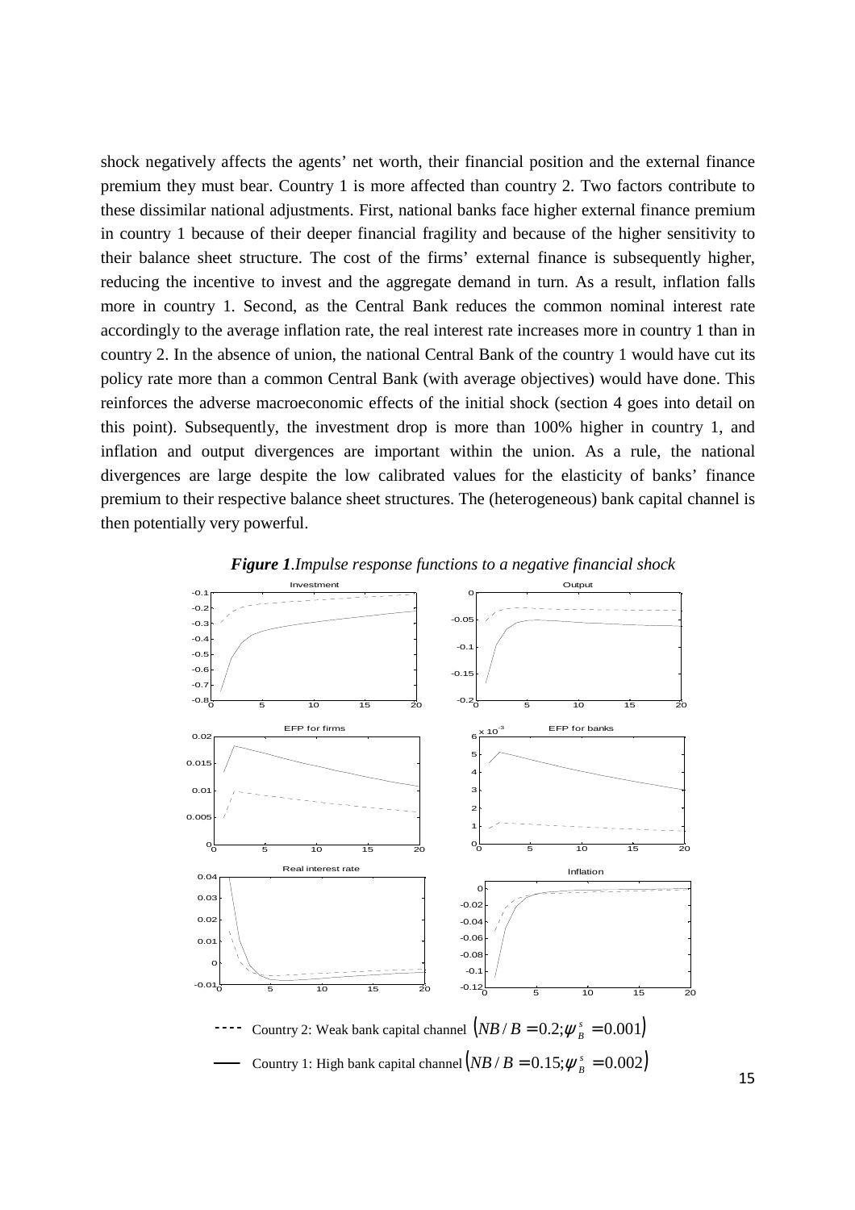shock negatively affects the agents' net worth, their financial position and the external finance premium they must bear. Country 1 is more affected than country 2. Two factors contribute to these dissimilar national adjustments. First, national banks face higher external finance premium in country 1 because of their deeper financial fragility and because of the higher sensitivity to their balance sheet structure. The cost of the firms' external finance is subsequently higher, reducing the incentive to invest and the aggregate demand in turn. As a result, inflation falls more in country 1. Second, as the Central Bank reduces the common nominal interest rate accordingly to the average inflation rate, the real interest rate increases more in country 1 than in country 2. In the absence of union, the national Central Bank of the country 1 would have cut its policy rate more than a common Central Bank (with average objectives) would have done. This reinforces the adverse macroeconomic effects of the initial shock (section 4 goes into detail on this point). Subsequently, the investment drop is more than 100% higher in country 1, and inflation and output divergences are important within the union. As a rule, the national divergences are large despite the low calibrated values for the elasticity of banks' finance premium to their respective balance sheet structures. The (heterogeneous) bank capital channel is then potentially very powerful.

***Figure 1***. *Impulse response functions to a negative financial shock*

---- Country 2: Weak bank capital channel $(NB/B = 0.2; \psi_B^s = 0.001)$

—— Country 1: High bank capital channel $(NB/B = 0.15; \psi_B^s = 0.002)$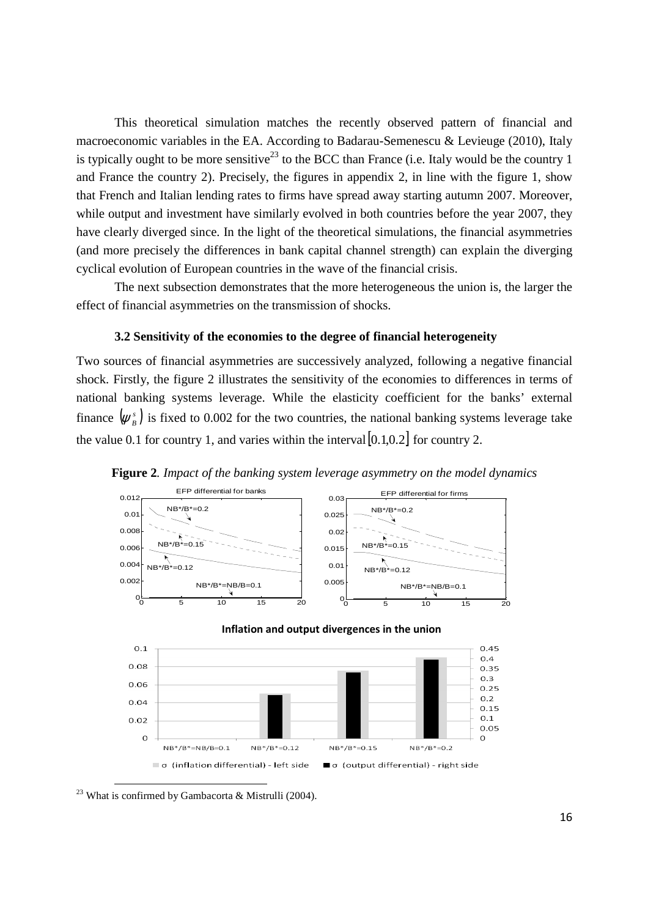This theoretical simulation matches the recently observed pattern of financial and macroeconomic variables in the EA. According to Badarau-Semenescu & Levieuge (2010), Italy is typically ought to be more sensitive[23] to the BCC than France (i.e. Italy would be the country 1 and France the country 2). Precisely, the figures in appendix 2, in line with the figure 1, show that French and Italian lending rates to firms have spread away starting autumn 2007. Moreover, while output and investment have similarly evolved in both countries before the year 2007, they have clearly diverged since. In the light of the theoretical simulations, the financial asymmetries (and more precisely the differences in bank capital channel strength) can explain the diverging cyclical evolution of European countries in the wave of the financial crisis.

The next subsection demonstrates that the more heterogeneous the union is, the larger the effect of financial asymmetries on the transmission of shocks.

### 3.2 Sensitivity of the economies to the degree of financial heterogeneity

Two sources of financial asymmetries are successively analyzed, following a negative financial shock. Firstly, the figure 2 illustrates the sensitivity of the economies to differences in terms of national banking systems leverage. While the elasticity coefficient for the banks' external finance $(\psi_B^s)$ is fixed to 0.002 for the two countries, the national banking systems leverage take the value 0.1 for country 1, and varies within the interval $[0.1, 0.2]$ for country 2.

**Figure 2**. *Impact of the banking system leverage asymmetry on the model dynamics*

[23] What is confirmed by Gambacorta & Mistrulli (2004).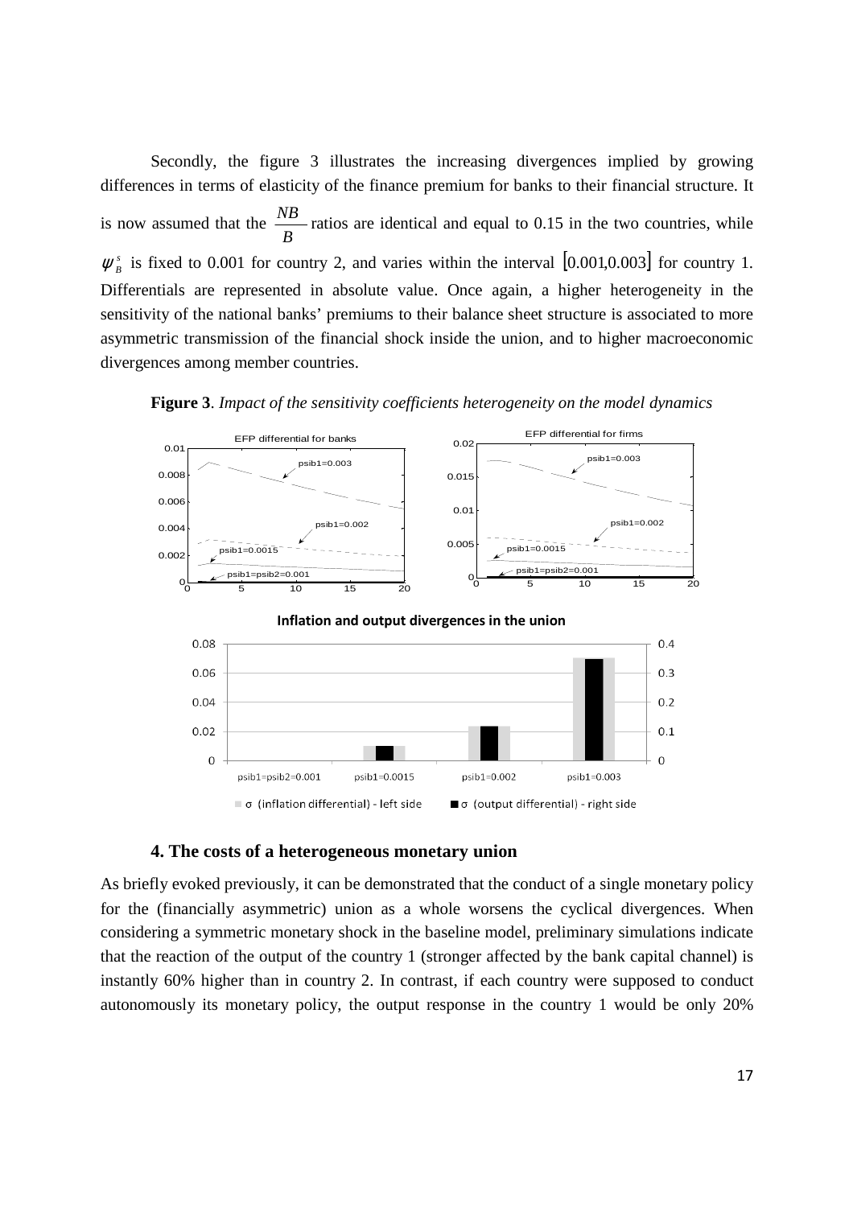Secondly, the figure 3 illustrates the increasing divergences implied by growing differences in terms of elasticity of the finance premium for banks to their financial structure. It is now assumed that the $\frac{NB}{B}$ ratios are identical and equal to 0.15 in the two countries, while $\psi_B^s$ is fixed to 0.001 for country 2, and varies within the interval $[0.001, 0.003]$ for country 1. Differentials are represented in absolute value. Once again, a higher heterogeneity in the sensitivity of the national banks' premiums to their balance sheet structure is associated to more asymmetric transmission of the financial shock inside the union, and to higher macroeconomic divergences among member countries.

**Figure 3**. *Impact of the sensitivity coefficients heterogeneity on the model dynamics*

## 4. The costs of a heterogeneous monetary union

As briefly evoked previously, it can be demonstrated that the conduct of a single monetary policy for the (financially asymmetric) union as a whole worsens the cyclical divergences. When considering a symmetric monetary shock in the baseline model, preliminary simulations indicate that the reaction of the output of the country 1 (stronger affected by the bank capital channel) is instantly 60% higher than in country 2. In contrast, if each country were supposed to conduct autonomously its monetary policy, the output response in the country 1 would be only 20%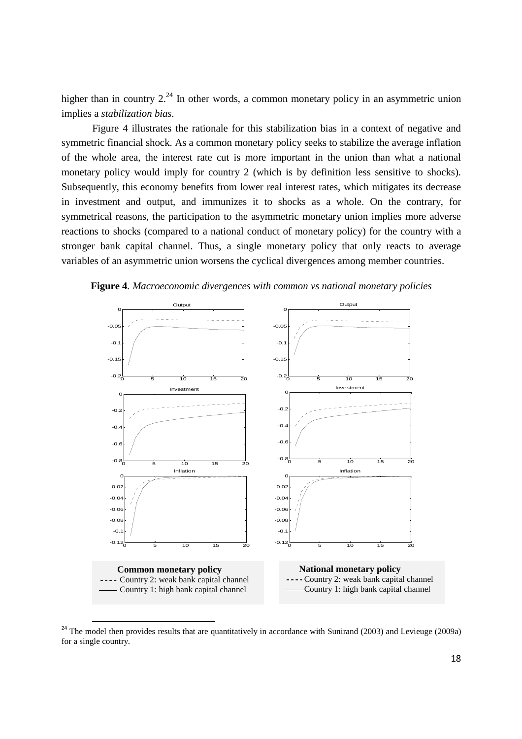higher than in country 2.[24] In other words, a common monetary policy in an asymmetric union implies a *stabilization bias*.

Figure 4 illustrates the rationale for this stabilization bias in a context of negative and symmetric financial shock. As a common monetary policy seeks to stabilize the average inflation of the whole area, the interest rate cut is more important in the union than what a national monetary policy would imply for country 2 (which is by definition less sensitive to shocks). Subsequently, this economy benefits from lower real interest rates, which mitigates its decrease in investment and output, and immunizes it to shocks as a whole. On the contrary, for symmetrical reasons, the participation to the asymmetric monetary union implies more adverse reactions to shocks (compared to a national conduct of monetary policy) for the country with a stronger bank capital channel. Thus, a single monetary policy that only reacts to average variables of an asymmetric union worsens the cyclical divergences among member countries.

**Figure 4**. *Macroeconomic divergences with common vs national monetary policies*

**Common monetary policy**
- - - - Country 2: weak bank capital channel
—— Country 1: high bank capital channel

**National monetary policy**
- - - - Country 2: weak bank capital channel
—— Country 1: high bank capital channel

[24] The model then provides results that are quantitatively in accordance with Sunirand (2003) and Levieuge (2009a) for a single country.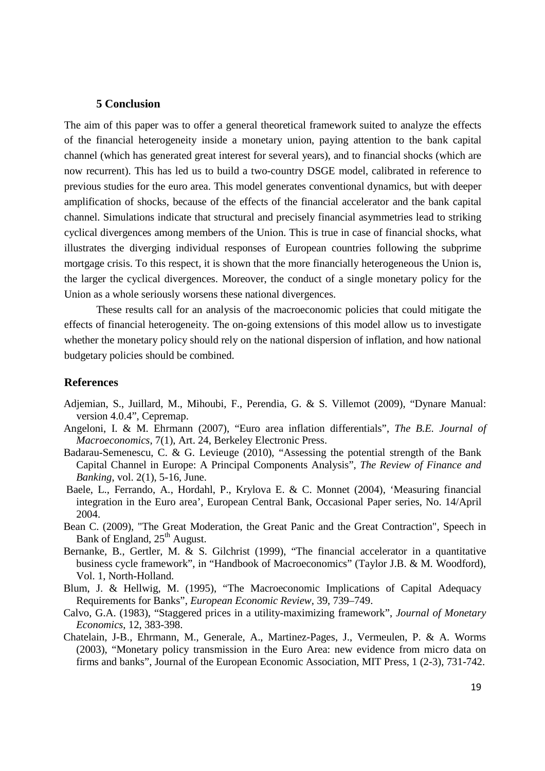## 5 Conclusion

The aim of this paper was to offer a general theoretical framework suited to analyze the effects of the financial heterogeneity inside a monetary union, paying attention to the bank capital channel (which has generated great interest for several years), and to financial shocks (which are now recurrent). This has led us to build a two-country DSGE model, calibrated in reference to previous studies for the euro area. This model generates conventional dynamics, but with deeper amplification of shocks, because of the effects of the financial accelerator and the bank capital channel. Simulations indicate that structural and precisely financial asymmetries lead to striking cyclical divergences among members of the Union. This is true in case of financial shocks, what illustrates the diverging individual responses of European countries following the subprime mortgage crisis. To this respect, it is shown that the more financially heterogeneous the Union is, the larger the cyclical divergences. Moreover, the conduct of a single monetary policy for the Union as a whole seriously worsens these national divergences.

These results call for an analysis of the macroeconomic policies that could mitigate the effects of financial heterogeneity. The on-going extensions of this model allow us to investigate whether the monetary policy should rely on the national dispersion of inflation, and how national budgetary policies should be combined.

## References

Adjemian, S., Juillard, M., Mihoubi, F., Perendia, G. & S. Villemot (2009), "Dynare Manual: version 4.0.4", Cepremap.

Angeloni, I. & M. Ehrmann (2007), "Euro area inflation differentials", *The B.E. Journal of Macroeconomics*, 7(1), Art. 24, Berkeley Electronic Press.

Badarau-Semenescu, C. & G. Levieuge (2010), "Assessing the potential strength of the Bank Capital Channel in Europe: A Principal Components Analysis", *The Review of Finance and Banking*, vol. 2(1), 5-16, June.

Baele, L., Ferrando, A., Hordahl, P., Krylova E. & C. Monnet (2004), 'Measuring financial integration in the Euro area', European Central Bank, Occasional Paper series, No. 14/April 2004.

Bean C. (2009), "The Great Moderation, the Great Panic and the Great Contraction", Speech in Bank of England, 25th August.

Bernanke, B., Gertler, M. & S. Gilchrist (1999), "The financial accelerator in a quantitative business cycle framework", in "Handbook of Macroeconomics" (Taylor J.B. & M. Woodford), Vol. 1, North-Holland.

Blum, J. & Hellwig, M. (1995), "The Macroeconomic Implications of Capital Adequacy Requirements for Banks", *European Economic Review*, 39, 739–749.

Calvo, G.A. (1983), "Staggered prices in a utility-maximizing framework", *Journal of Monetary Economics*, 12, 383-398.

Chatelain, J-B., Ehrmann, M., Generale, A., Martinez-Pages, J., Vermeulen, P. & A. Worms (2003), "Monetary policy transmission in the Euro Area: new evidence from micro data on firms and banks", Journal of the European Economic Association, MIT Press, 1 (2-3), 731-742.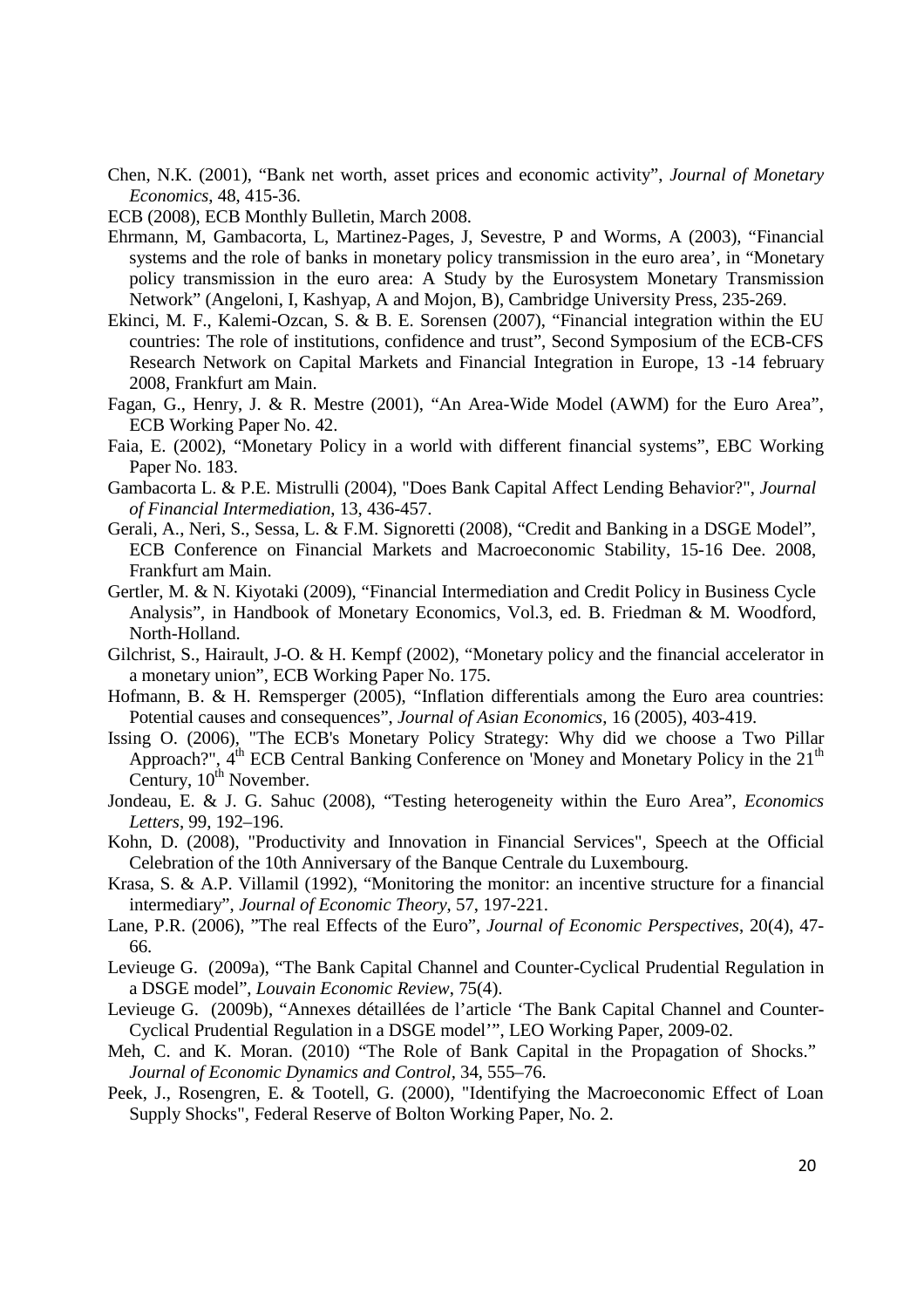Chen, N.K. (2001), "Bank net worth, asset prices and economic activity", *Journal of Monetary Economics*, 48, 415-36.

ECB (2008), ECB Monthly Bulletin, March 2008.

Ehrmann, M, Gambacorta, L, Martinez-Pages, J, Sevestre, P and Worms, A (2003), "Financial systems and the role of banks in monetary policy transmission in the euro area', in "Monetary policy transmission in the euro area: A Study by the Eurosystem Monetary Transmission Network" (Angeloni, I, Kashyap, A and Mojon, B), Cambridge University Press, 235-269.

Ekinci, M. F., Kalemi-Ozcan, S. & B. E. Sorensen (2007), "Financial integration within the EU countries: The role of institutions, confidence and trust", Second Symposium of the ECB-CFS Research Network on Capital Markets and Financial Integration in Europe, 13 -14 february 2008, Frankfurt am Main.

Fagan, G., Henry, J. & R. Mestre (2001), "An Area-Wide Model (AWM) for the Euro Area", ECB Working Paper No. 42.

Faia, E. (2002), "Monetary Policy in a world with different financial systems", EBC Working Paper No. 183.

Gambacorta L. & P.E. Mistrulli (2004), "Does Bank Capital Affect Lending Behavior?", *Journal of Financial Intermediation*, 13, 436-457.

Gerali, A., Neri, S., Sessa, L. & F.M. Signoretti (2008), "Credit and Banking in a DSGE Model", ECB Conference on Financial Markets and Macroeconomic Stability, 15-16 Dee. 2008, Frankfurt am Main.

Gertler, M. & N. Kiyotaki (2009), "Financial Intermediation and Credit Policy in Business Cycle Analysis", in Handbook of Monetary Economics, Vol.3, ed. B. Friedman & M. Woodford, North-Holland.

Gilchrist, S., Hairault, J-O. & H. Kempf (2002), "Monetary policy and the financial accelerator in a monetary union", ECB Working Paper No. 175.

Hofmann, B. & H. Remsperger (2005), "Inflation differentials among the Euro area countries: Potential causes and consequences", *Journal of Asian Economics*, 16 (2005), 403-419.

Issing O. (2006), "The ECB's Monetary Policy Strategy: Why did we choose a Two Pillar Approach?", 4th ECB Central Banking Conference on 'Money and Monetary Policy in the 21th Century, 10th November.

Jondeau, E. & J. G. Sahuc (2008), "Testing heterogeneity within the Euro Area", *Economics Letters*, 99, 192–196.

Kohn, D. (2008), "Productivity and Innovation in Financial Services", Speech at the Official Celebration of the 10th Anniversary of the Banque Centrale du Luxembourg.

Krasa, S. & A.P. Villamil (1992), "Monitoring the monitor: an incentive structure for a financial intermediary", *Journal of Economic Theory*, 57, 197-221.

Lane, P.R. (2006), "The real Effects of the Euro", *Journal of Economic Perspectives*, 20(4), 47-66.

Levieuge G. (2009a), "The Bank Capital Channel and Counter-Cyclical Prudential Regulation in a DSGE model", *Louvain Economic Review*, 75(4).

Levieuge G. (2009b), "Annexes détaillées de l'article 'The Bank Capital Channel and Counter-Cyclical Prudential Regulation in a DSGE model'", LEO Working Paper, 2009-02.

Meh, C. and K. Moran. (2010) "The Role of Bank Capital in the Propagation of Shocks." *Journal of Economic Dynamics and Control*, 34, 555–76.

Peek, J., Rosengren, E. & Tootell, G. (2000), "Identifying the Macroeconomic Effect of Loan Supply Shocks", Federal Reserve of Bolton Working Paper, No. 2.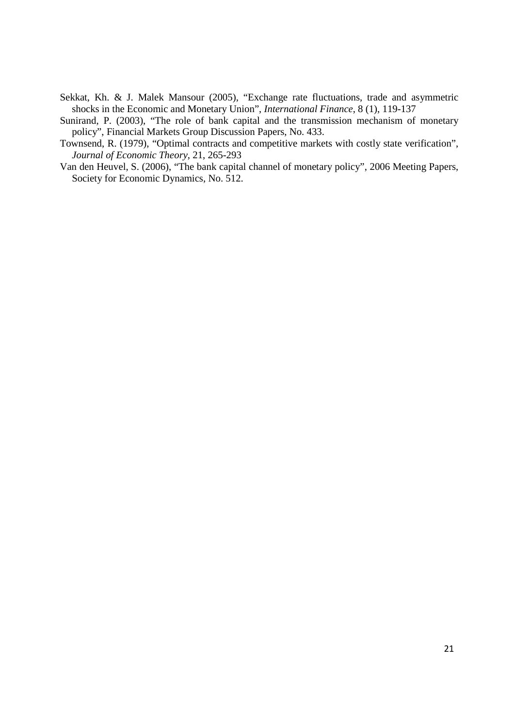Sekkat, Kh. & J. Malek Mansour (2005), "Exchange rate fluctuations, trade and asymmetric shocks in the Economic and Monetary Union", *International Finance*, 8 (1), 119-137

Sunirand, P. (2003), "The role of bank capital and the transmission mechanism of monetary policy", Financial Markets Group Discussion Papers, No. 433.

Townsend, R. (1979), "Optimal contracts and competitive markets with costly state verification", *Journal of Economic Theory*, 21, 265-293

Van den Heuvel, S. (2006), "The bank capital channel of monetary policy", 2006 Meeting Papers, Society for Economic Dynamics, No. 512.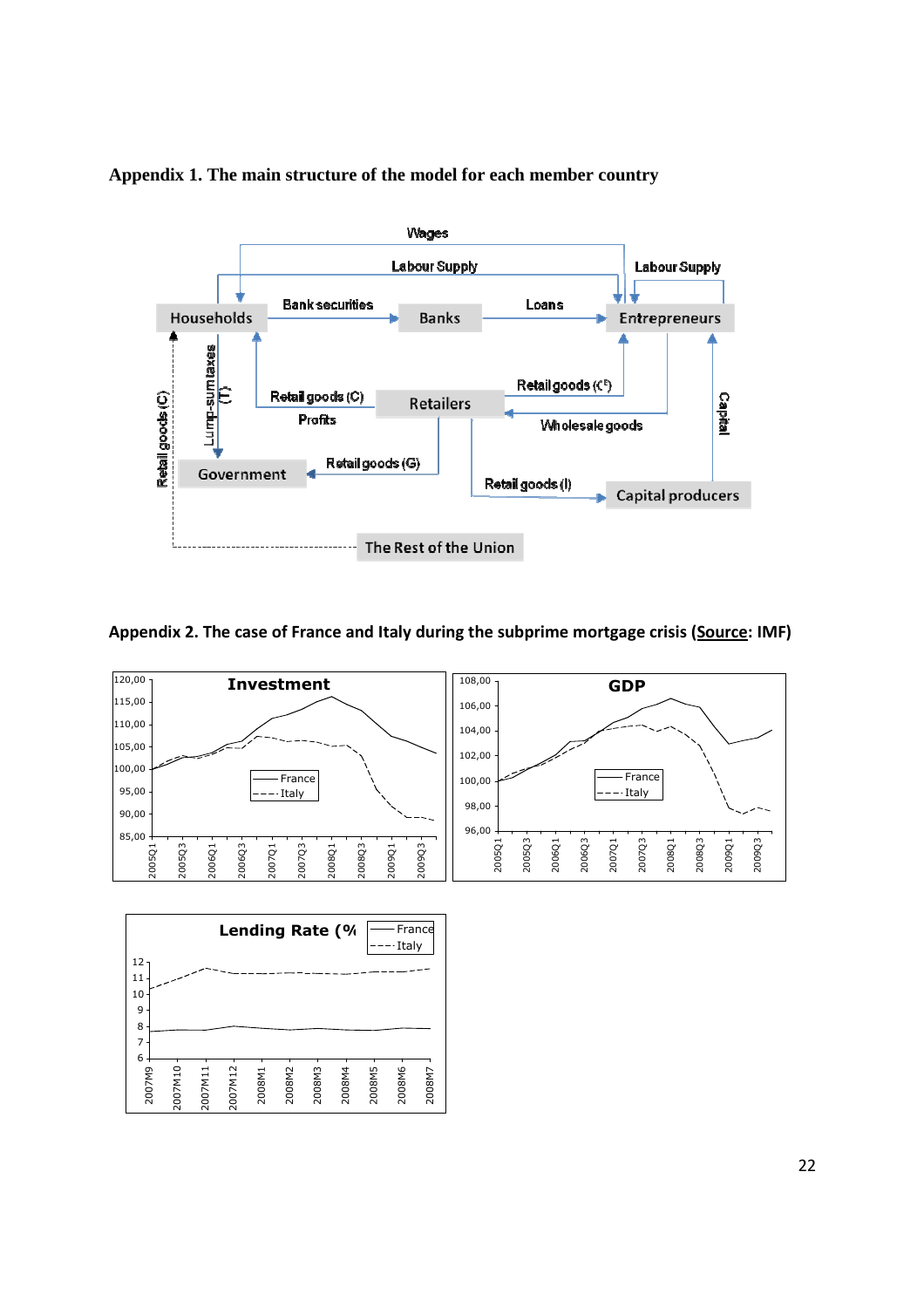**Appendix 1. The main structure of the model for each member country**

**Appendix 2. The case of France and Italy during the subprime mortgage crisis (<u>Source</u>: IMF)**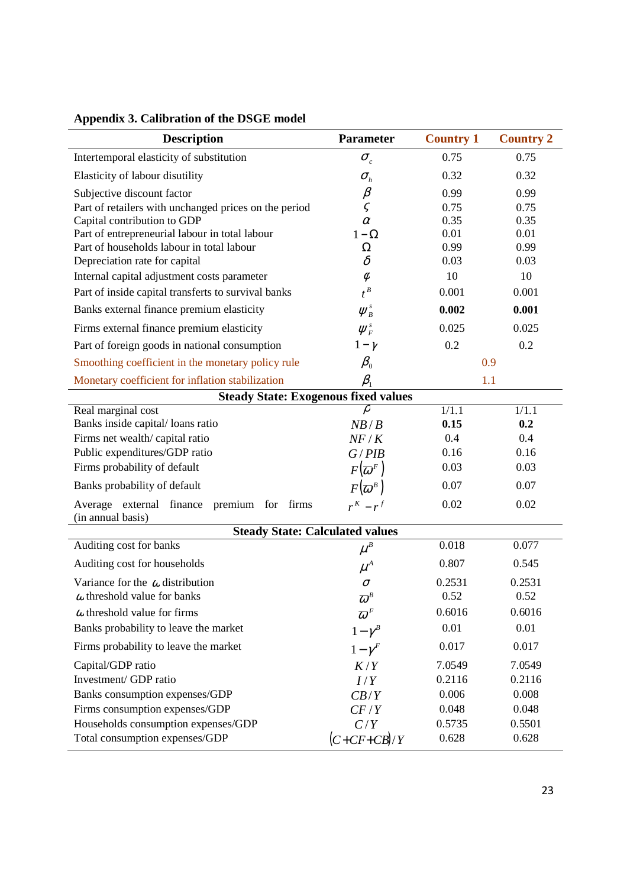**Appendix 3. Calibration of the DSGE model**

| Description | Parameter | Country 1 | Country 2 |
|---|---|---|---|
| Intertemporal elasticity of substitution | $\sigma_c$ | 0.75 | 0.75 |
| Elasticity of labour disutility | $\sigma_h$ | 0.32 | 0.32 |
| Subjective discount factor | $\beta$ | 0.99 | 0.99 |
| Part of retailers with unchanged prices on the period | $\varsigma$ | 0.75 | 0.75 |
| Capital contribution to GDP | $\alpha$ | 0.35 | 0.35 |
| Part of entrepreneurial labour in total labour | $1-\Omega$ | 0.01 | 0.01 |
| Part of households labour in total labour | $\Omega$ | 0.99 | 0.99 |
| Depreciation rate for capital | $\delta$ | 0.03 | 0.03 |
| Internal capital adjustment costs parameter | $\phi$ | 10 | 10 |
| Part of inside capital transfers to survival banks | $t^B$ | 0.001 | 0.001 |
| Banks external finance premium elasticity | $\psi_B^s$ | **0.002** | **0.001** |
| Firms external finance premium elasticity | $\psi_F^s$ | 0.025 | 0.025 |
| Part of foreign goods in national consumption | $1-\gamma$ | 0.2 | 0.2 |
| Smoothing coefficient in the monetary policy rule | $\beta_0$ | 0.9 | |
| Monetary coefficient for inflation stabilization | $\beta_1$ | 1.1 | |
| **Steady State: Exogenous fixed values** | | | |
| Real marginal cost | $\rho$ | 1/1.1 | 1/1.1 |
| Banks inside capital/ loans ratio | $NB/B$ | **0.15** | **0.2** |
| Firms net wealth/ capital ratio | $NF/K$ | 0.4 | 0.4 |
| Public expenditures/GDP ratio | $G/PIB$ | 0.16 | 0.16 |
| Firms probability of default | $F(\varpi^F)$ | 0.03 | 0.03 |
| Banks probability of default | $F(\varpi^B)$ | 0.07 | 0.07 |
| Average external finance premium for firms (in annual basis) | $r^K - r^f$ | 0.02 | 0.02 |
| **Steady State: Calculated values** | | | |
| Auditing cost for banks | $\mu^B$ | 0.018 | 0.077 |
| Auditing cost for households | $\mu^A$ | 0.807 | 0.545 |
| Variance for the $\omega$ distribution | $\sigma$ | 0.2531 | 0.2531 |
| $\omega$ threshold value for banks | $\varpi^B$ | 0.52 | 0.52 |
| $\omega$ threshold value for firms | $\varpi^F$ | 0.6016 | 0.6016 |
| Banks probability to leave the market | $1-\gamma^B$ | 0.01 | 0.01 |
| Firms probability to leave the market | $1-\gamma^F$ | 0.017 | 0.017 |
| Capital/GDP ratio | $K/Y$ | 7.0549 | 7.0549 |
| Investment/ GDP ratio | $I/Y$ | 0.2116 | 0.2116 |
| Banks consumption expenses/GDP | $CB/Y$ | 0.006 | 0.008 |
| Firms consumption expenses/GDP | $CF/Y$ | 0.048 | 0.048 |
| Households consumption expenses/GDP | $C/Y$ | 0.5735 | 0.5501 |
| Total consumption expenses/GDP | $(C+CF+CB)/Y$ | 0.628 | 0.628 |